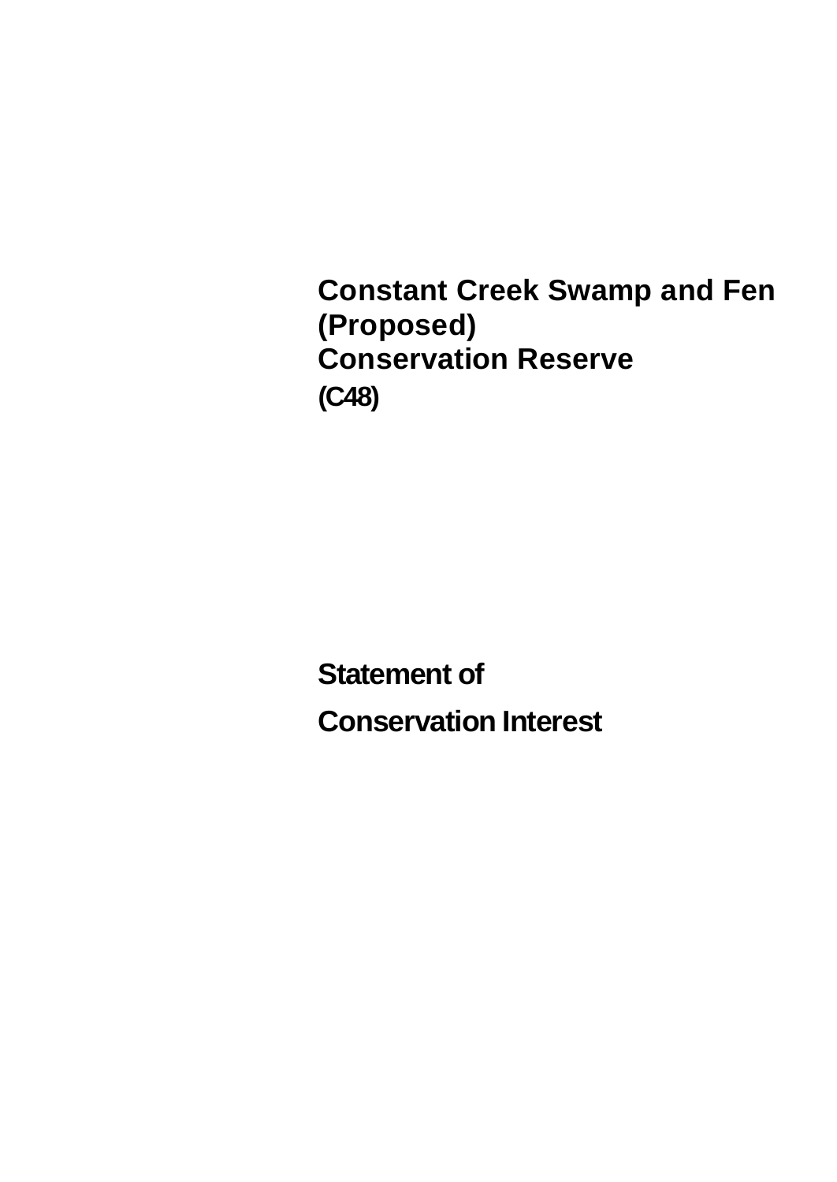# Constant Creek Swamp and Fen (Proposed) Conservation Reserve

**(C48)**

## Statement of Conservation Interest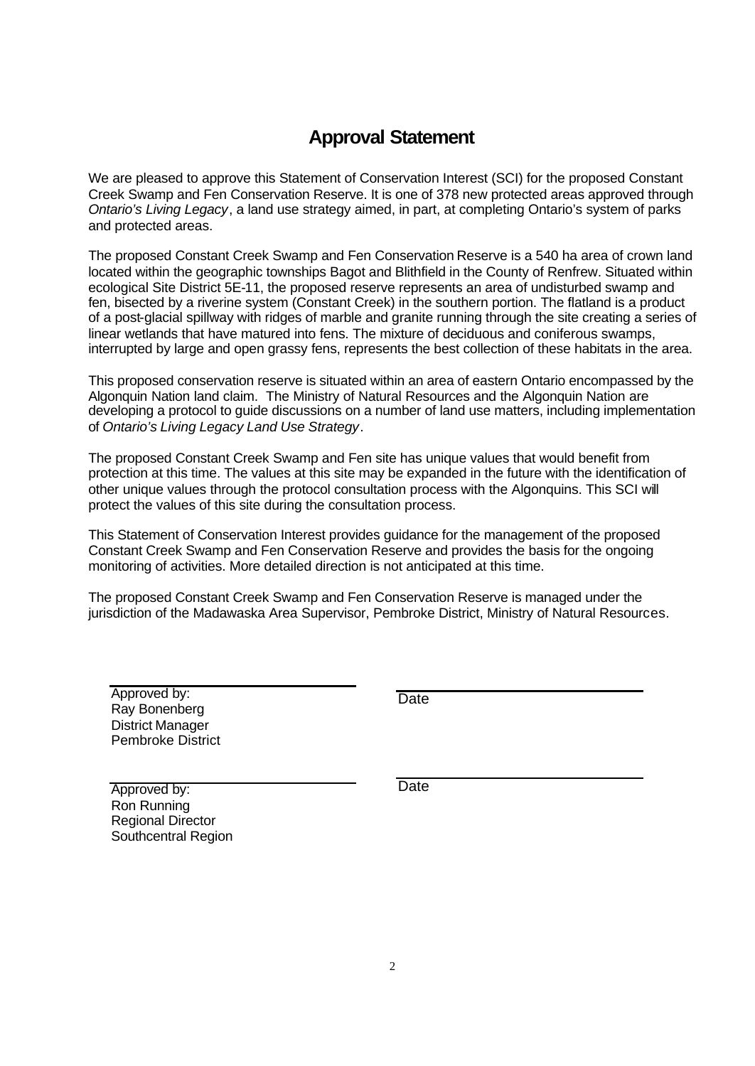# Approval Statement

We are pleased to approve this Statement of Conservation Interest (SCI) for the proposed Constant Creek Swamp and Fen Conservation Reserve. It is one of 378 new protected areas approved through *Ontario's Living Legacy*, a land use strategy aimed, in part, at completing Ontario's system of parks and protected areas.

The proposed Constant Creek Swamp and Fen Conservation Reserve is a 540 ha area of crown land located within the geographic townships Bagot and Blithfield in the County of Renfrew. Situated within ecological Site District 5E-11, the proposed reserve represents an area of undisturbed swamp and fen, bisected by a riverine system (Constant Creek) in the southern portion. The flatland is a product of a post-glacial spillway with ridges of marble and granite running through the site creating a series of linear wetlands that have matured into fens. The mixture of deciduous and coniferous swamps, interrupted by large and open grassy fens, represents the best collection of these habitats in the area.

This proposed conservation reserve is situated within an area of eastern Ontario encompassed by the Algonquin Nation land claim. The Ministry of Natural Resources and the Algonquin Nation are developing a protocol to guide discussions on a number of land use matters, including implementation of *Ontario's Living Legacy Land Use Strategy*.

The proposed Constant Creek Swamp and Fen site has unique values that would benefit from protection at this time. The values at this site may be expanded in the future with the identification of other unique values through the protocol consultation process with the Algonquins. This SCI will protect the values of this site during the consultation process.

This Statement of Conservation Interest provides guidance for the management of the proposed Constant Creek Swamp and Fen Conservation Reserve and provides the basis for the ongoing monitoring of activities. More detailed direction is not anticipated at this time.

The proposed Constant Creek Swamp and Fen Conservation Reserve is managed under the jurisdiction of the Madawaska Area Supervisor, Pembroke District, Ministry of Natural Resources.

| | |
|---|---|
| Approved by:<br>Ray Bonenberg<br>District Manager<br>Pembroke District | Date |
| Approved by:<br>Ron Running<br>Regional Director<br>Southcentral Region | Date |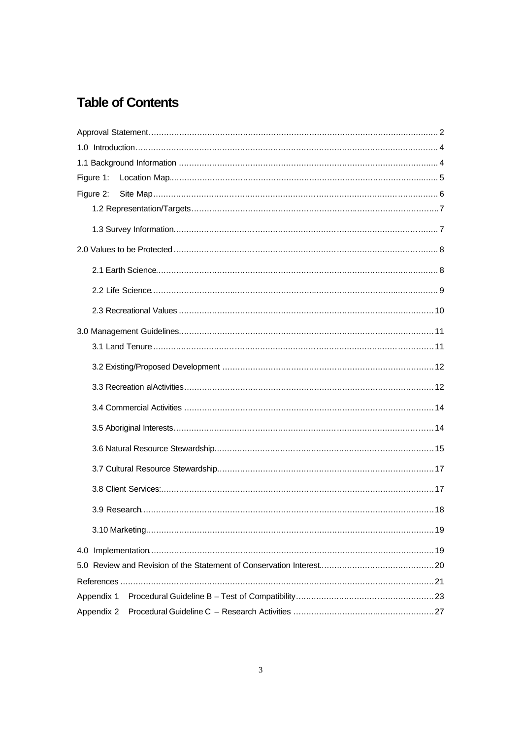# Table of Contents

Approval Statement ..... 2
1.0 Introduction ..... 4
1.1 Background Information ..... 4
Figure 1: Location Map ..... 5
Figure 2: Site Map ..... 6
  1.2 Representation/Targets ..... 7
  1.3 Survey Information ..... 7
2.0 Values to be Protected ..... 8
  2.1 Earth Science ..... 8
  2.2 Life Science ..... 9
  2.3 Recreational Values ..... 10
3.0 Management Guidelines ..... 11
  3.1 Land Tenure ..... 11
  3.2 Existing/Proposed Development ..... 12
  3.3 Recreation alActivities ..... 12
  3.4 Commercial Activities ..... 14
  3.5 Aboriginal Interests ..... 14
  3.6 Natural Resource Stewardship ..... 15
  3.7 Cultural Resource Stewardship ..... 17
  3.8 Client Services: ..... 17
  3.9 Research ..... 18
  3.10 Marketing ..... 19
4.0 Implementation ..... 19
5.0 Review and Revision of the Statement of Conservation Interest ..... 20
References ..... 21
Appendix 1 Procedural Guideline B – Test of Compatibility ..... 23
Appendix 2 Procedural Guideline C – Research Activities ..... 27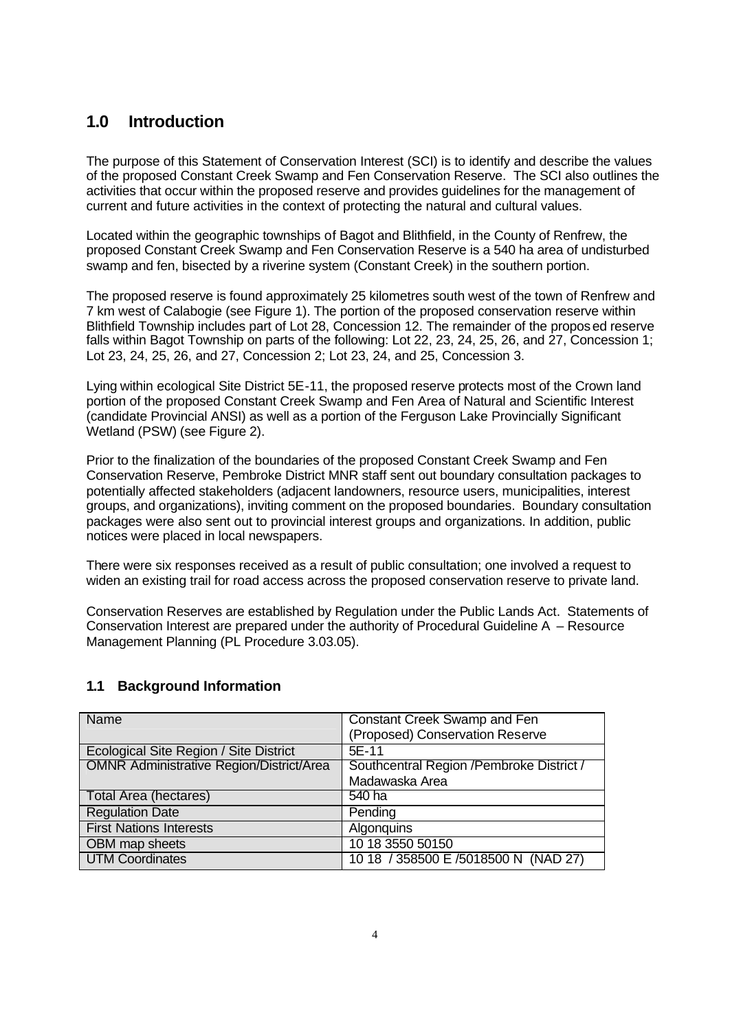# 1.0 Introduction

The purpose of this Statement of Conservation Interest (SCI) is to identify and describe the values of the proposed Constant Creek Swamp and Fen Conservation Reserve. The SCI also outlines the activities that occur within the proposed reserve and provides guidelines for the management of current and future activities in the context of protecting the natural and cultural values.

Located within the geographic townships of Bagot and Blithfield, in the County of Renfrew, the proposed Constant Creek Swamp and Fen Conservation Reserve is a 540 ha area of undisturbed swamp and fen, bisected by a riverine system (Constant Creek) in the southern portion.

The proposed reserve is found approximately 25 kilometres south west of the town of Renfrew and 7 km west of Calabogie (see Figure 1). The portion of the proposed conservation reserve within Blithfield Township includes part of Lot 28, Concession 12. The remainder of the proposed reserve falls within Bagot Township on parts of the following: Lot 22, 23, 24, 25, 26, and 27, Concession 1; Lot 23, 24, 25, 26, and 27, Concession 2; Lot 23, 24, and 25, Concession 3.

Lying within ecological Site District 5E-11, the proposed reserve protects most of the Crown land portion of the proposed Constant Creek Swamp and Fen Area of Natural and Scientific Interest (candidate Provincial ANSI) as well as a portion of the Ferguson Lake Provincially Significant Wetland (PSW) (see Figure 2).

Prior to the finalization of the boundaries of the proposed Constant Creek Swamp and Fen Conservation Reserve, Pembroke District MNR staff sent out boundary consultation packages to potentially affected stakeholders (adjacent landowners, resource users, municipalities, interest groups, and organizations), inviting comment on the proposed boundaries. Boundary consultation packages were also sent out to provincial interest groups and organizations. In addition, public notices were placed in local newspapers.

There were six responses received as a result of public consultation; one involved a request to widen an existing trail for road access across the proposed conservation reserve to private land.

Conservation Reserves are established by Regulation under the Public Lands Act. Statements of Conservation Interest are prepared under the authority of Procedural Guideline A – Resource Management Planning (PL Procedure 3.03.05).

## 1.1 Background Information

| Name | Constant Creek Swamp and Fen (Proposed) Conservation Reserve |
|---|---|
| Ecological Site Region / Site District | 5E-11 |
| OMNR Administrative Region/District/Area | Southcentral Region /Pembroke District / Madawaska Area |
| Total Area (hectares) | 540 ha |
| Regulation Date | Pending |
| First Nations Interests | Algonquins |
| OBM map sheets | 10 18 3550 50150 |
| UTM Coordinates | 10 18 / 358500 E /5018500 N (NAD 27) |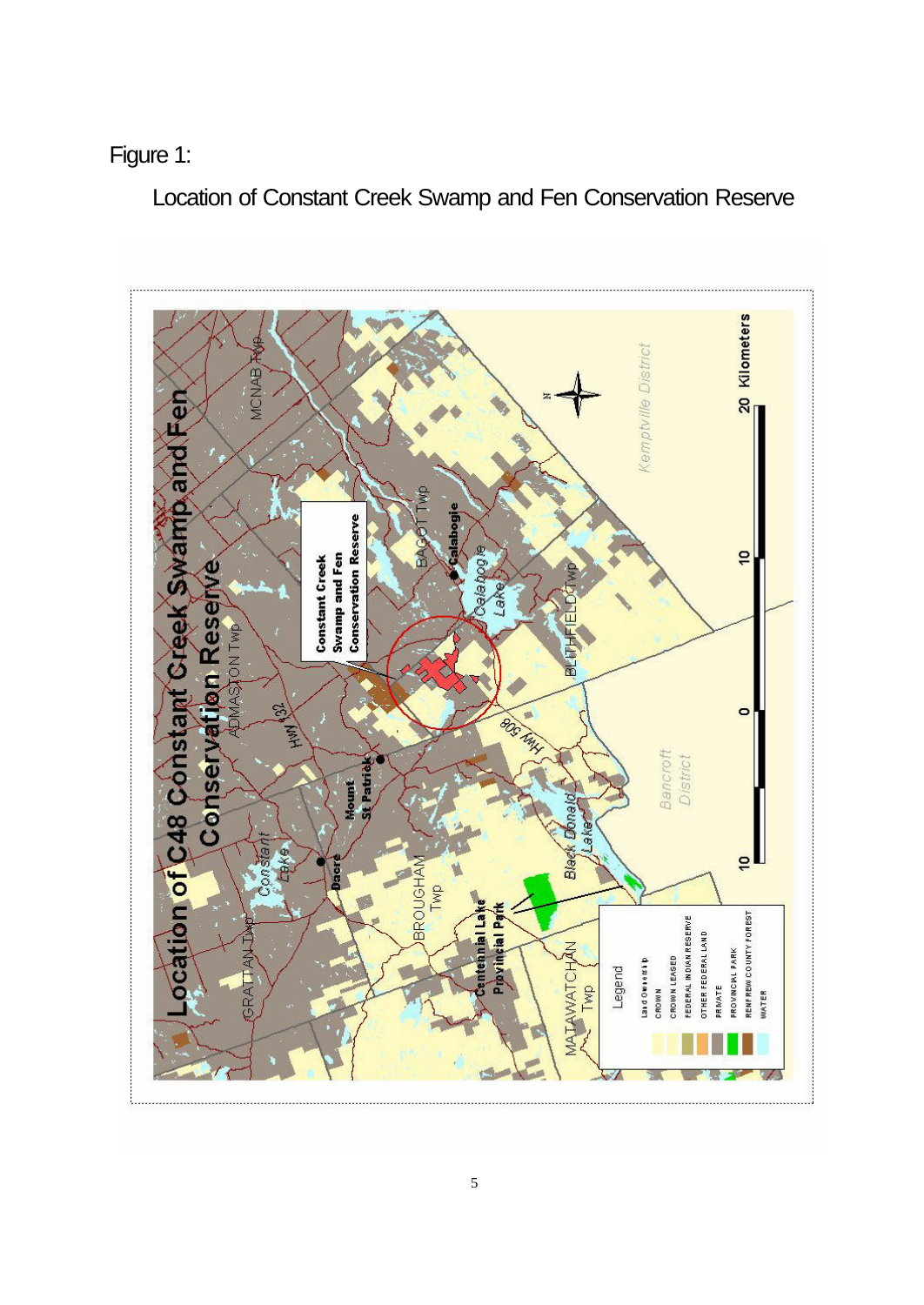Figure 1:

Location of Constant Creek Swamp and Fen Conservation Reserve

Location of C48 Constant Creek Swamp and Fen Conservation Reserve

Constant Creek Swamp and Fen Conservation Reserve

MCNAB Twp

BAGOT Twp

Calabogie

Calabogie Lake

ADMASTON Twp

HWY 132

BLITHFIELD Twp

Kemptville District

HWY 508

Mount St Patrick

Bancroft District

GRATTAN Twp

Constant Lake

Dacre

BROUGHAM Twp

Black Donald Lake

Centennial Lake Provincial Park

MATAWATCHAN Twp

N

20 Kilometers

10

0

10

Legend

Land Ownership

CROWN

CROWN LEASED

FEDERAL INDIAN RESERVE

OTHER FEDERAL LAND

PRIVATE

PROVINCIAL PARK

RENFREW COUNTY FOREST

WATER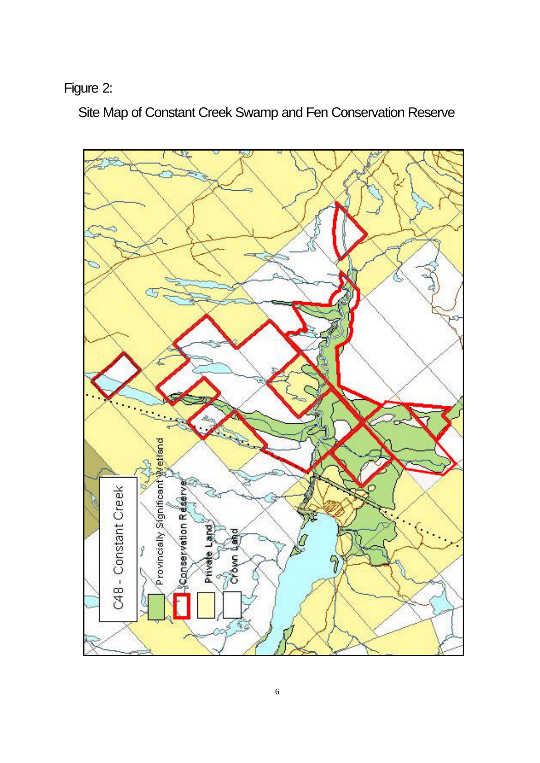Figure 2:

Site Map of Constant Creek Swamp and Fen Conservation Reserve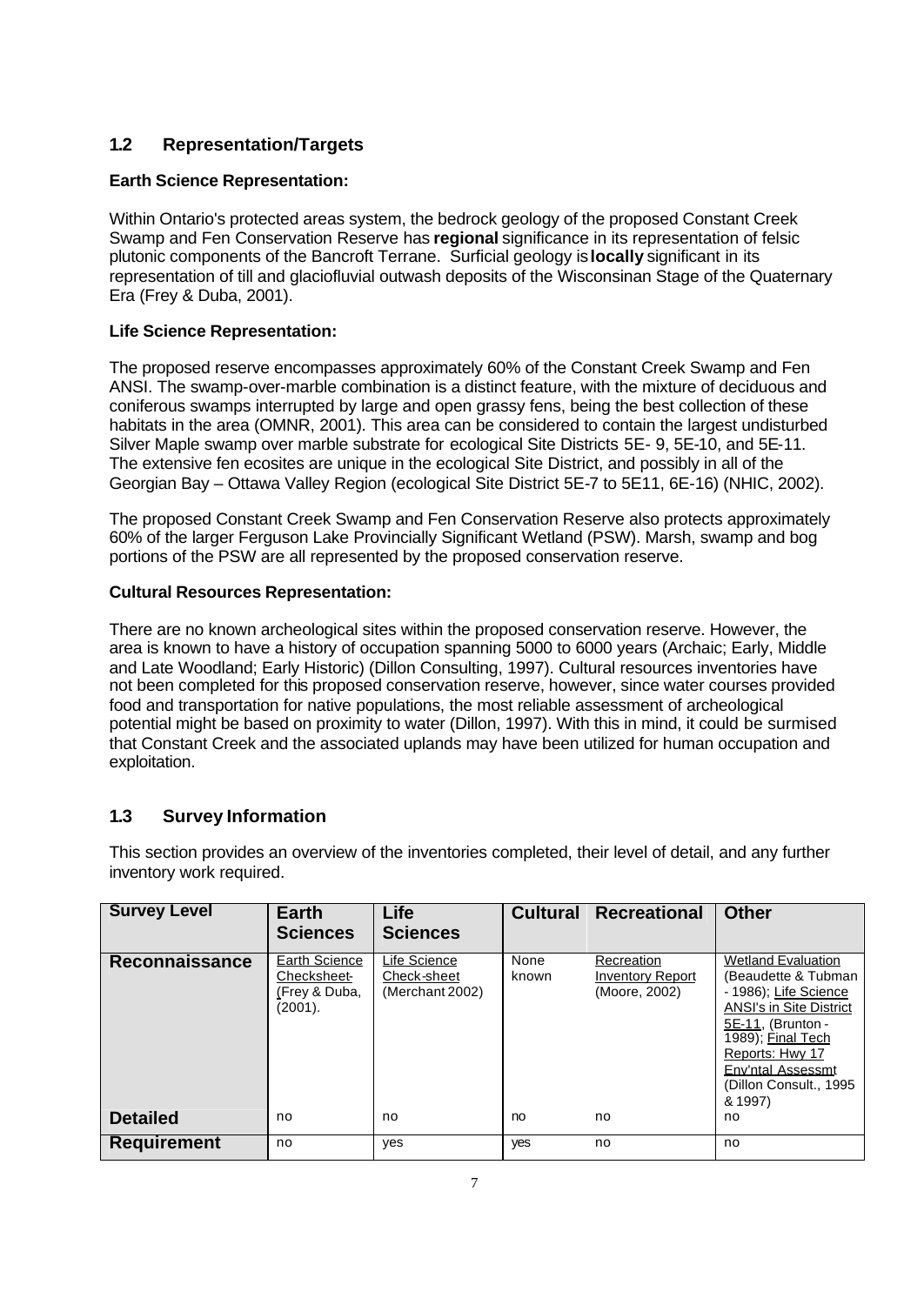## 1.2 Representation/Targets

**Earth Science Representation:**

Within Ontario's protected areas system, the bedrock geology of the proposed Constant Creek Swamp and Fen Conservation Reserve has **regional** significance in its representation of felsic plutonic components of the Bancroft Terrane. Surficial geology is **locally** significant in its representation of till and glaciofluvial outwash deposits of the Wisconsinan Stage of the Quaternary Era (Frey & Duba, 2001).

**Life Science Representation:**

The proposed reserve encompasses approximately 60% of the Constant Creek Swamp and Fen ANSI. The swamp-over-marble combination is a distinct feature, with the mixture of deciduous and coniferous swamps interrupted by large and open grassy fens, being the best collection of these habitats in the area (OMNR, 2001). This area can be considered to contain the largest undisturbed Silver Maple swamp over marble substrate for ecological Site Districts 5E- 9, 5E-10, and 5E-11. The extensive fen ecosites are unique in the ecological Site District, and possibly in all of the Georgian Bay – Ottawa Valley Region (ecological Site District 5E-7 to 5E11, 6E-16) (NHIC, 2002).

The proposed Constant Creek Swamp and Fen Conservation Reserve also protects approximately 60% of the larger Ferguson Lake Provincially Significant Wetland (PSW). Marsh, swamp and bog portions of the PSW are all represented by the proposed conservation reserve.

**Cultural Resources Representation:**

There are no known archeological sites within the proposed conservation reserve. However, the area is known to have a history of occupation spanning 5000 to 6000 years (Archaic; Early, Middle and Late Woodland; Early Historic) (Dillon Consulting, 1997). Cultural resources inventories have not been completed for this proposed conservation reserve, however, since water courses provided food and transportation for native populations, the most reliable assessment of archeological potential might be based on proximity to water (Dillon, 1997). With this in mind, it could be surmised that Constant Creek and the associated uplands may have been utilized for human occupation and exploitation.

## 1.3 Survey Information

This section provides an overview of the inventories completed, their level of detail, and any further inventory work required.

| Survey Level | Earth Sciences | Life Sciences | Cultural | Recreational | Other |
|---|---|---|---|---|---|
| **Reconnaissance** | Earth Science Checksheet- (Frey & Duba, (2001). | Life Science Check-sheet (Merchant 2002) | None known | Recreation Inventory Report (Moore, 2002) | Wetland Evaluation (Beaudette & Tubman - 1986); Life Science ANSI's in Site District 5E-11, (Brunton - 1989); Final Tech Reports: Hwy 17 Env'ntal Assessmt (Dillon Consult., 1995 & 1997) |
| **Detailed** | no | no | no | no | no |
| **Requirement** | no | yes | yes | no | no |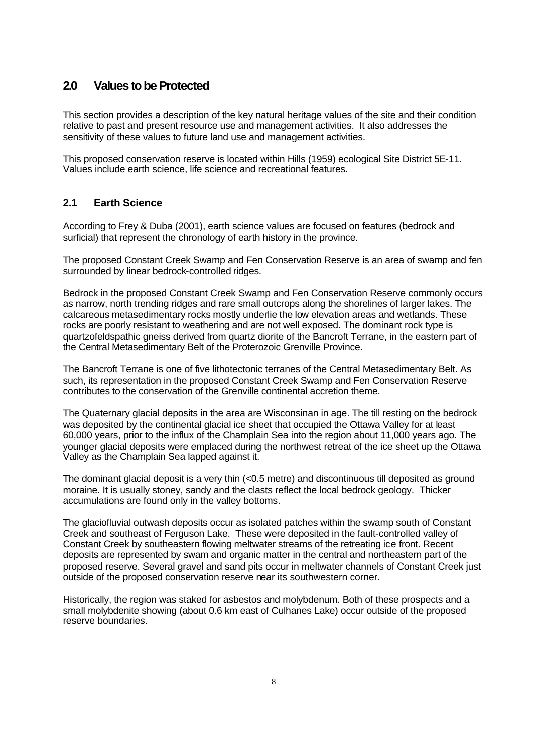## 2.0 Values to be Protected

This section provides a description of the key natural heritage values of the site and their condition relative to past and present resource use and management activities. It also addresses the sensitivity of these values to future land use and management activities.

This proposed conservation reserve is located within Hills (1959) ecological Site District 5E-11. Values include earth science, life science and recreational features.

### 2.1 Earth Science

According to Frey & Duba (2001), earth science values are focused on features (bedrock and surficial) that represent the chronology of earth history in the province.

The proposed Constant Creek Swamp and Fen Conservation Reserve is an area of swamp and fen surrounded by linear bedrock-controlled ridges.

Bedrock in the proposed Constant Creek Swamp and Fen Conservation Reserve commonly occurs as narrow, north trending ridges and rare small outcrops along the shorelines of larger lakes. The calcareous metasedimentary rocks mostly underlie the low elevation areas and wetlands. These rocks are poorly resistant to weathering and are not well exposed. The dominant rock type is quartzofeldspathic gneiss derived from quartz diorite of the Bancroft Terrane, in the eastern part of the Central Metasedimentary Belt of the Proterozoic Grenville Province.

The Bancroft Terrane is one of five lithotectonic terranes of the Central Metasedimentary Belt. As such, its representation in the proposed Constant Creek Swamp and Fen Conservation Reserve contributes to the conservation of the Grenville continental accretion theme.

The Quaternary glacial deposits in the area are Wisconsinan in age. The till resting on the bedrock was deposited by the continental glacial ice sheet that occupied the Ottawa Valley for at least 60,000 years, prior to the influx of the Champlain Sea into the region about 11,000 years ago. The younger glacial deposits were emplaced during the northwest retreat of the ice sheet up the Ottawa Valley as the Champlain Sea lapped against it.

The dominant glacial deposit is a very thin (<0.5 metre) and discontinuous till deposited as ground moraine. It is usually stoney, sandy and the clasts reflect the local bedrock geology. Thicker accumulations are found only in the valley bottoms.

The glaciofluvial outwash deposits occur as isolated patches within the swamp south of Constant Creek and southeast of Ferguson Lake. These were deposited in the fault-controlled valley of Constant Creek by southeastern flowing meltwater streams of the retreating ice front. Recent deposits are represented by swam and organic matter in the central and northeastern part of the proposed reserve. Several gravel and sand pits occur in meltwater channels of Constant Creek just outside of the proposed conservation reserve near its southwestern corner.

Historically, the region was staked for asbestos and molybdenum. Both of these prospects and a small molybdenite showing (about 0.6 km east of Culhanes Lake) occur outside of the proposed reserve boundaries.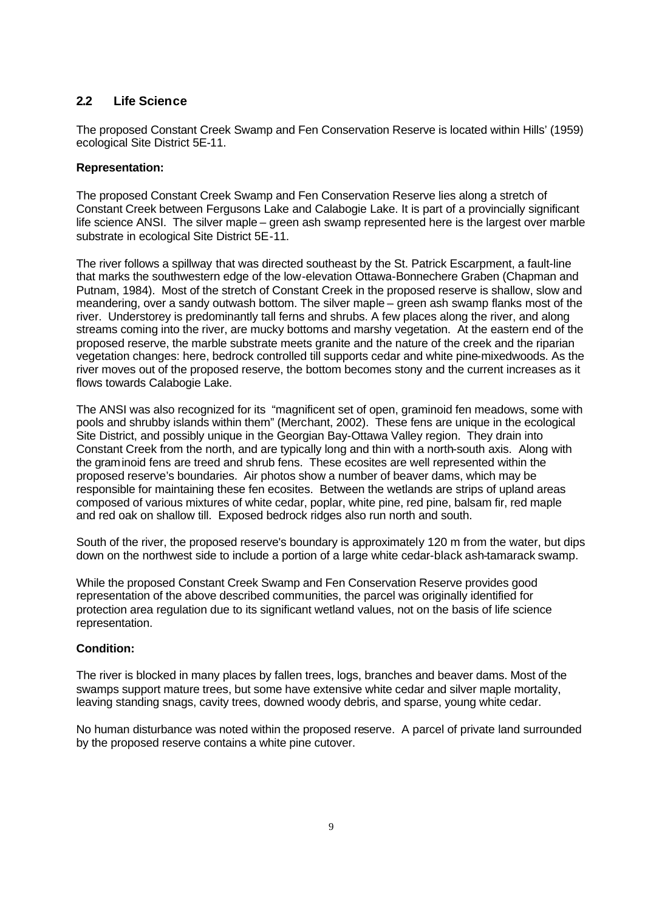## 2.2 Life Science

The proposed Constant Creek Swamp and Fen Conservation Reserve is located within Hills' (1959) ecological Site District 5E-11.

**Representation:**

The proposed Constant Creek Swamp and Fen Conservation Reserve lies along a stretch of Constant Creek between Fergusons Lake and Calabogie Lake. It is part of a provincially significant life science ANSI. The silver maple – green ash swamp represented here is the largest over marble substrate in ecological Site District 5E-11.

The river follows a spillway that was directed southeast by the St. Patrick Escarpment, a fault-line that marks the southwestern edge of the low-elevation Ottawa-Bonnechere Graben (Chapman and Putnam, 1984). Most of the stretch of Constant Creek in the proposed reserve is shallow, slow and meandering, over a sandy outwash bottom. The silver maple – green ash swamp flanks most of the river. Understorey is predominantly tall ferns and shrubs. A few places along the river, and along streams coming into the river, are mucky bottoms and marshy vegetation. At the eastern end of the proposed reserve, the marble substrate meets granite and the nature of the creek and the riparian vegetation changes: here, bedrock controlled till supports cedar and white pine-mixedwoods. As the river moves out of the proposed reserve, the bottom becomes stony and the current increases as it flows towards Calabogie Lake.

The ANSI was also recognized for its "magnificent set of open, graminoid fen meadows, some with pools and shrubby islands within them" (Merchant, 2002). These fens are unique in the ecological Site District, and possibly unique in the Georgian Bay-Ottawa Valley region. They drain into Constant Creek from the north, and are typically long and thin with a north-south axis. Along with the graminoid fens are treed and shrub fens. These ecosites are well represented within the proposed reserve's boundaries. Air photos show a number of beaver dams, which may be responsible for maintaining these fen ecosites. Between the wetlands are strips of upland areas composed of various mixtures of white cedar, poplar, white pine, red pine, balsam fir, red maple and red oak on shallow till. Exposed bedrock ridges also run north and south.

South of the river, the proposed reserve's boundary is approximately 120 m from the water, but dips down on the northwest side to include a portion of a large white cedar-black ash-tamarack swamp.

While the proposed Constant Creek Swamp and Fen Conservation Reserve provides good representation of the above described communities, the parcel was originally identified for protection area regulation due to its significant wetland values, not on the basis of life science representation.

**Condition:**

The river is blocked in many places by fallen trees, logs, branches and beaver dams. Most of the swamps support mature trees, but some have extensive white cedar and silver maple mortality, leaving standing snags, cavity trees, downed woody debris, and sparse, young white cedar.

No human disturbance was noted within the proposed reserve. A parcel of private land surrounded by the proposed reserve contains a white pine cutover.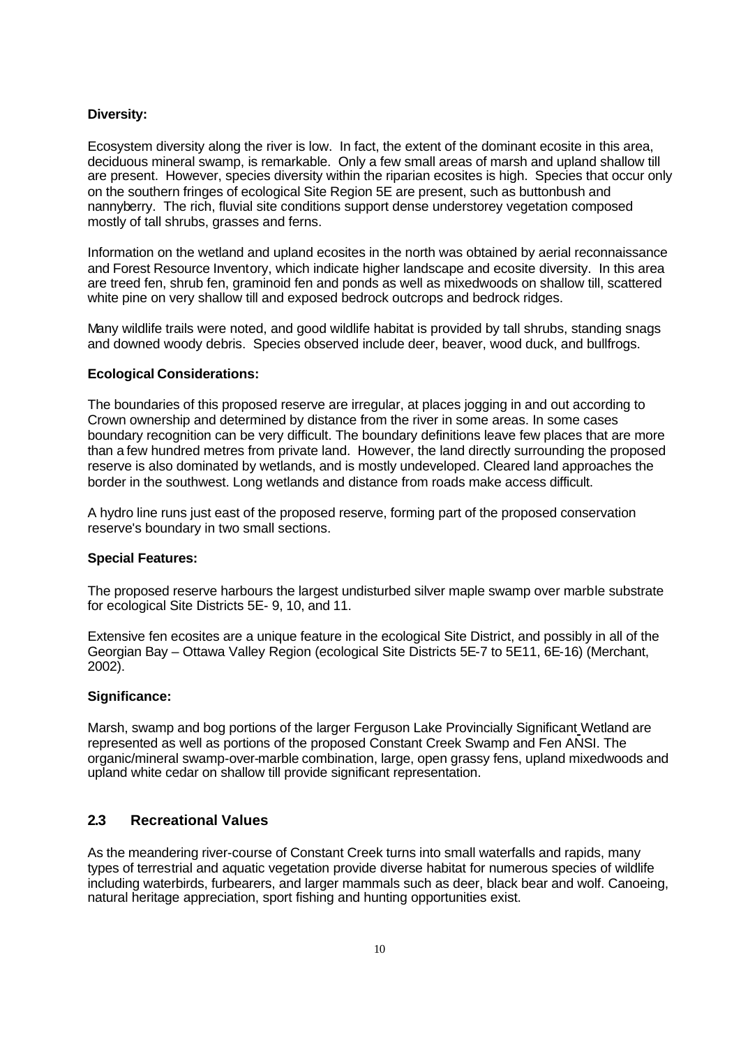**Diversity:**

Ecosystem diversity along the river is low. In fact, the extent of the dominant ecosite in this area, deciduous mineral swamp, is remarkable. Only a few small areas of marsh and upland shallow till are present. However, species diversity within the riparian ecosites is high. Species that occur only on the southern fringes of ecological Site Region 5E are present, such as buttonbush and nannyberry. The rich, fluvial site conditions support dense understorey vegetation composed mostly of tall shrubs, grasses and ferns.

Information on the wetland and upland ecosites in the north was obtained by aerial reconnaissance and Forest Resource Inventory, which indicate higher landscape and ecosite diversity. In this area are treed fen, shrub fen, graminoid fen and ponds as well as mixedwoods on shallow till, scattered white pine on very shallow till and exposed bedrock outcrops and bedrock ridges.

Many wildlife trails were noted, and good wildlife habitat is provided by tall shrubs, standing snags and downed woody debris. Species observed include deer, beaver, wood duck, and bullfrogs.

**Ecological Considerations:**

The boundaries of this proposed reserve are irregular, at places jogging in and out according to Crown ownership and determined by distance from the river in some areas. In some cases boundary recognition can be very difficult. The boundary definitions leave few places that are more than a few hundred metres from private land. However, the land directly surrounding the proposed reserve is also dominated by wetlands, and is mostly undeveloped. Cleared land approaches the border in the southwest. Long wetlands and distance from roads make access difficult.

A hydro line runs just east of the proposed reserve, forming part of the proposed conservation reserve's boundary in two small sections.

**Special Features:**

The proposed reserve harbours the largest undisturbed silver maple swamp over marble substrate for ecological Site Districts 5E- 9, 10, and 11.

Extensive fen ecosites are a unique feature in the ecological Site District, and possibly in all of the Georgian Bay – Ottawa Valley Region (ecological Site Districts 5E-7 to 5E11, 6E-16) (Merchant, 2002).

**Significance:**

Marsh, swamp and bog portions of the larger Ferguson Lake Provincially Significant Wetland are represented as well as portions of the proposed Constant Creek Swamp and Fen ANSI. The organic/mineral swamp-over-marble combination, large, open grassy fens, upland mixedwoods and upland white cedar on shallow till provide significant representation.

## 2.3 Recreational Values

As the meandering river-course of Constant Creek turns into small waterfalls and rapids, many types of terrestrial and aquatic vegetation provide diverse habitat for numerous species of wildlife including waterbirds, furbearers, and larger mammals such as deer, black bear and wolf. Canoeing, natural heritage appreciation, sport fishing and hunting opportunities exist.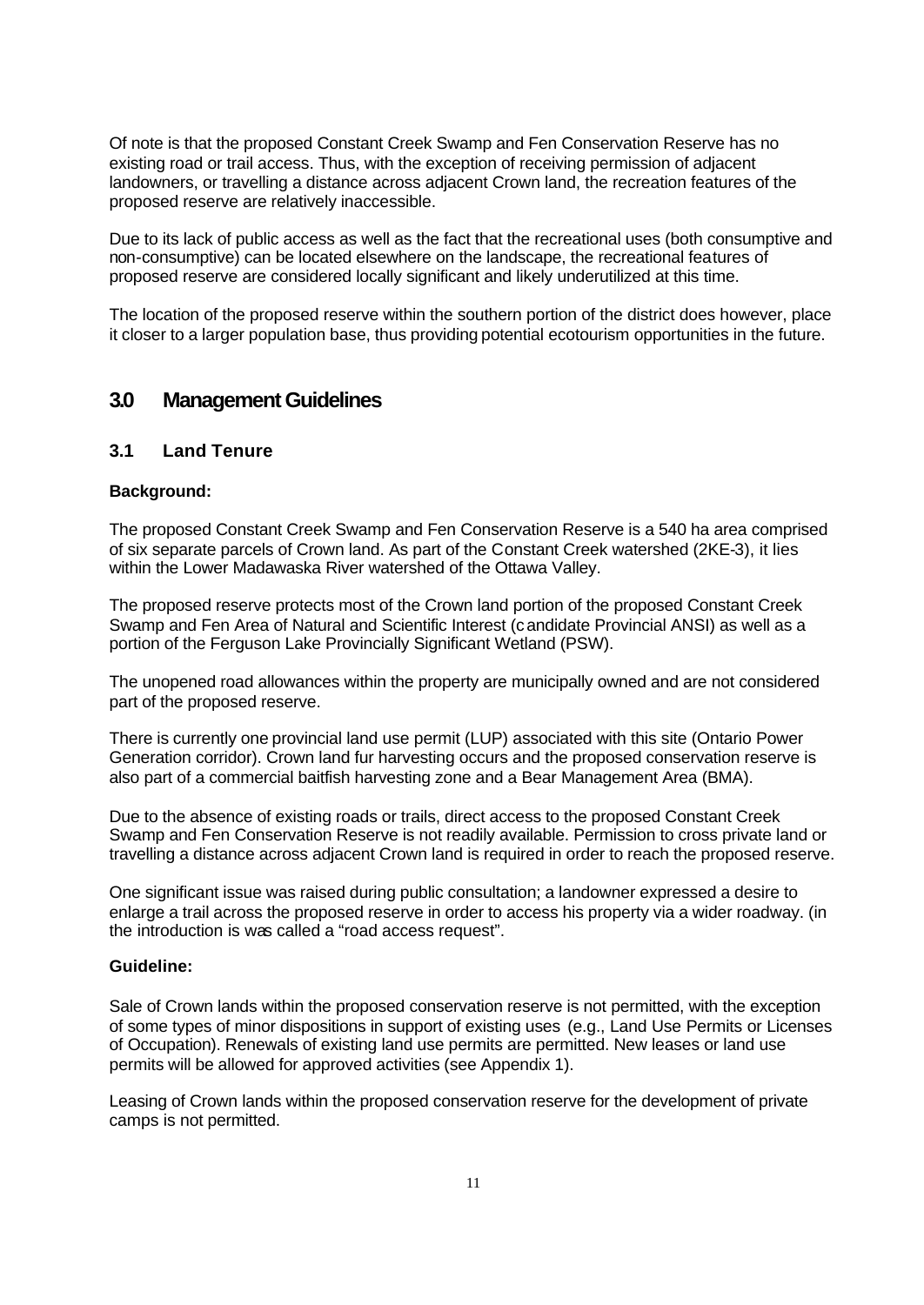Of note is that the proposed Constant Creek Swamp and Fen Conservation Reserve has no existing road or trail access. Thus, with the exception of receiving permission of adjacent landowners, or travelling a distance across adjacent Crown land, the recreation features of the proposed reserve are relatively inaccessible.

Due to its lack of public access as well as the fact that the recreational uses (both consumptive and non-consumptive) can be located elsewhere on the landscape, the recreational features of proposed reserve are considered locally significant and likely underutilized at this time.

The location of the proposed reserve within the southern portion of the district does however, place it closer to a larger population base, thus providing potential ecotourism opportunities in the future.

## 3.0 Management Guidelines

### 3.1 Land Tenure

**Background:**

The proposed Constant Creek Swamp and Fen Conservation Reserve is a 540 ha area comprised of six separate parcels of Crown land. As part of the Constant Creek watershed (2KE-3), it lies within the Lower Madawaska River watershed of the Ottawa Valley.

The proposed reserve protects most of the Crown land portion of the proposed Constant Creek Swamp and Fen Area of Natural and Scientific Interest (candidate Provincial ANSI) as well as a portion of the Ferguson Lake Provincially Significant Wetland (PSW).

The unopened road allowances within the property are municipally owned and are not considered part of the proposed reserve.

There is currently one provincial land use permit (LUP) associated with this site (Ontario Power Generation corridor). Crown land fur harvesting occurs and the proposed conservation reserve is also part of a commercial baitfish harvesting zone and a Bear Management Area (BMA).

Due to the absence of existing roads or trails, direct access to the proposed Constant Creek Swamp and Fen Conservation Reserve is not readily available. Permission to cross private land or travelling a distance across adjacent Crown land is required in order to reach the proposed reserve.

One significant issue was raised during public consultation; a landowner expressed a desire to enlarge a trail across the proposed reserve in order to access his property via a wider roadway. (in the introduction is was called a "road access request".

**Guideline:**

Sale of Crown lands within the proposed conservation reserve is not permitted, with the exception of some types of minor dispositions in support of existing uses (e.g., Land Use Permits or Licenses of Occupation). Renewals of existing land use permits are permitted. New leases or land use permits will be allowed for approved activities (see Appendix 1).

Leasing of Crown lands within the proposed conservation reserve for the development of private camps is not permitted.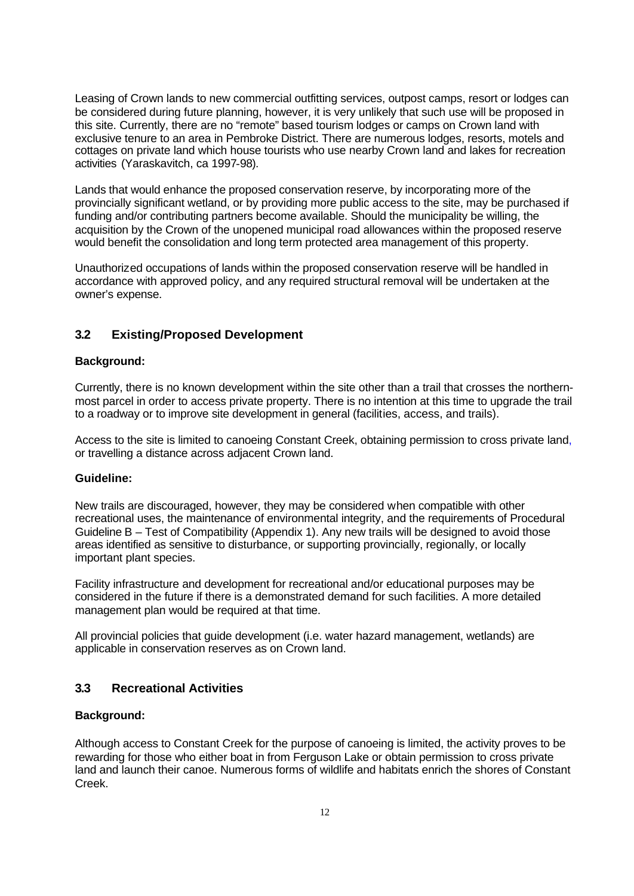Leasing of Crown lands to new commercial outfitting services, outpost camps, resort or lodges can be considered during future planning, however, it is very unlikely that such use will be proposed in this site. Currently, there are no "remote" based tourism lodges or camps on Crown land with exclusive tenure to an area in Pembroke District. There are numerous lodges, resorts, motels and cottages on private land which house tourists who use nearby Crown land and lakes for recreation activities (Yaraskavitch, ca 1997-98).

Lands that would enhance the proposed conservation reserve, by incorporating more of the provincially significant wetland, or by providing more public access to the site, may be purchased if funding and/or contributing partners become available. Should the municipality be willing, the acquisition by the Crown of the unopened municipal road allowances within the proposed reserve would benefit the consolidation and long term protected area management of this property.

Unauthorized occupations of lands within the proposed conservation reserve will be handled in accordance with approved policy, and any required structural removal will be undertaken at the owner's expense.

## 3.2 Existing/Proposed Development

**Background:**

Currently, there is no known development within the site other than a trail that crosses the northern-most parcel in order to access private property. There is no intention at this time to upgrade the trail to a roadway or to improve site development in general (facilities, access, and trails).

Access to the site is limited to canoeing Constant Creek, obtaining permission to cross private land, or travelling a distance across adjacent Crown land.

**Guideline:**

New trails are discouraged, however, they may be considered when compatible with other recreational uses, the maintenance of environmental integrity, and the requirements of Procedural Guideline B – Test of Compatibility (Appendix 1). Any new trails will be designed to avoid those areas identified as sensitive to disturbance, or supporting provincially, regionally, or locally important plant species.

Facility infrastructure and development for recreational and/or educational purposes may be considered in the future if there is a demonstrated demand for such facilities. A more detailed management plan would be required at that time.

All provincial policies that guide development (i.e. water hazard management, wetlands) are applicable in conservation reserves as on Crown land.

## 3.3 Recreational Activities

**Background:**

Although access to Constant Creek for the purpose of canoeing is limited, the activity proves to be rewarding for those who either boat in from Ferguson Lake or obtain permission to cross private land and launch their canoe. Numerous forms of wildlife and habitats enrich the shores of Constant Creek.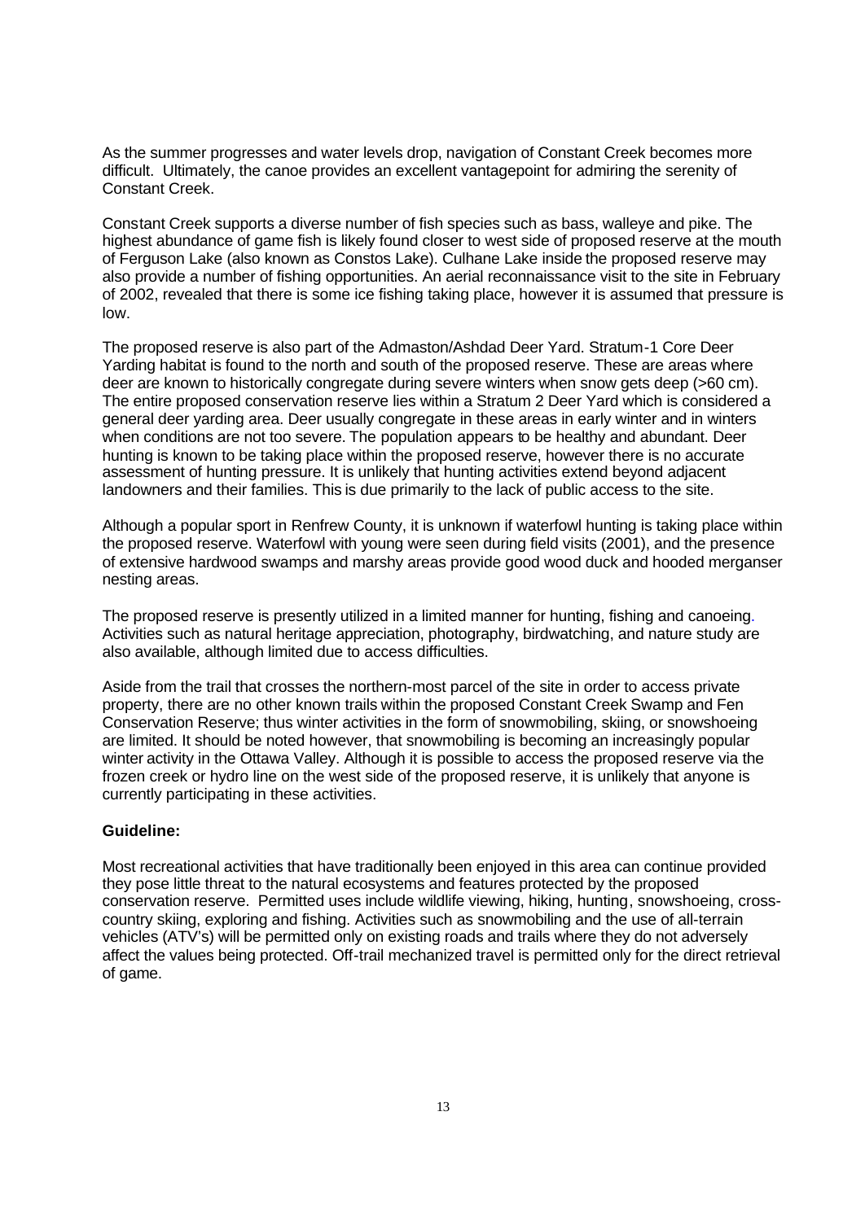As the summer progresses and water levels drop, navigation of Constant Creek becomes more difficult. Ultimately, the canoe provides an excellent vantagepoint for admiring the serenity of Constant Creek.

Constant Creek supports a diverse number of fish species such as bass, walleye and pike. The highest abundance of game fish is likely found closer to west side of proposed reserve at the mouth of Ferguson Lake (also known as Constos Lake). Culhane Lake inside the proposed reserve may also provide a number of fishing opportunities. An aerial reconnaissance visit to the site in February of 2002, revealed that there is some ice fishing taking place, however it is assumed that pressure is low.

The proposed reserve is also part of the Admaston/Ashdad Deer Yard. Stratum-1 Core Deer Yarding habitat is found to the north and south of the proposed reserve. These are areas where deer are known to historically congregate during severe winters when snow gets deep (>60 cm). The entire proposed conservation reserve lies within a Stratum 2 Deer Yard which is considered a general deer yarding area. Deer usually congregate in these areas in early winter and in winters when conditions are not too severe. The population appears to be healthy and abundant. Deer hunting is known to be taking place within the proposed reserve, however there is no accurate assessment of hunting pressure. It is unlikely that hunting activities extend beyond adjacent landowners and their families. This is due primarily to the lack of public access to the site.

Although a popular sport in Renfrew County, it is unknown if waterfowl hunting is taking place within the proposed reserve. Waterfowl with young were seen during field visits (2001), and the presence of extensive hardwood swamps and marshy areas provide good wood duck and hooded merganser nesting areas.

The proposed reserve is presently utilized in a limited manner for hunting, fishing and canoeing. Activities such as natural heritage appreciation, photography, birdwatching, and nature study are also available, although limited due to access difficulties.

Aside from the trail that crosses the northern-most parcel of the site in order to access private property, there are no other known trails within the proposed Constant Creek Swamp and Fen Conservation Reserve; thus winter activities in the form of snowmobiling, skiing, or snowshoeing are limited. It should be noted however, that snowmobiling is becoming an increasingly popular winter activity in the Ottawa Valley. Although it is possible to access the proposed reserve via the frozen creek or hydro line on the west side of the proposed reserve, it is unlikely that anyone is currently participating in these activities.

**Guideline:**

Most recreational activities that have traditionally been enjoyed in this area can continue provided they pose little threat to the natural ecosystems and features protected by the proposed conservation reserve. Permitted uses include wildlife viewing, hiking, hunting, snowshoeing, cross-country skiing, exploring and fishing. Activities such as snowmobiling and the use of all-terrain vehicles (ATV's) will be permitted only on existing roads and trails where they do not adversely affect the values being protected. Off-trail mechanized travel is permitted only for the direct retrieval of game.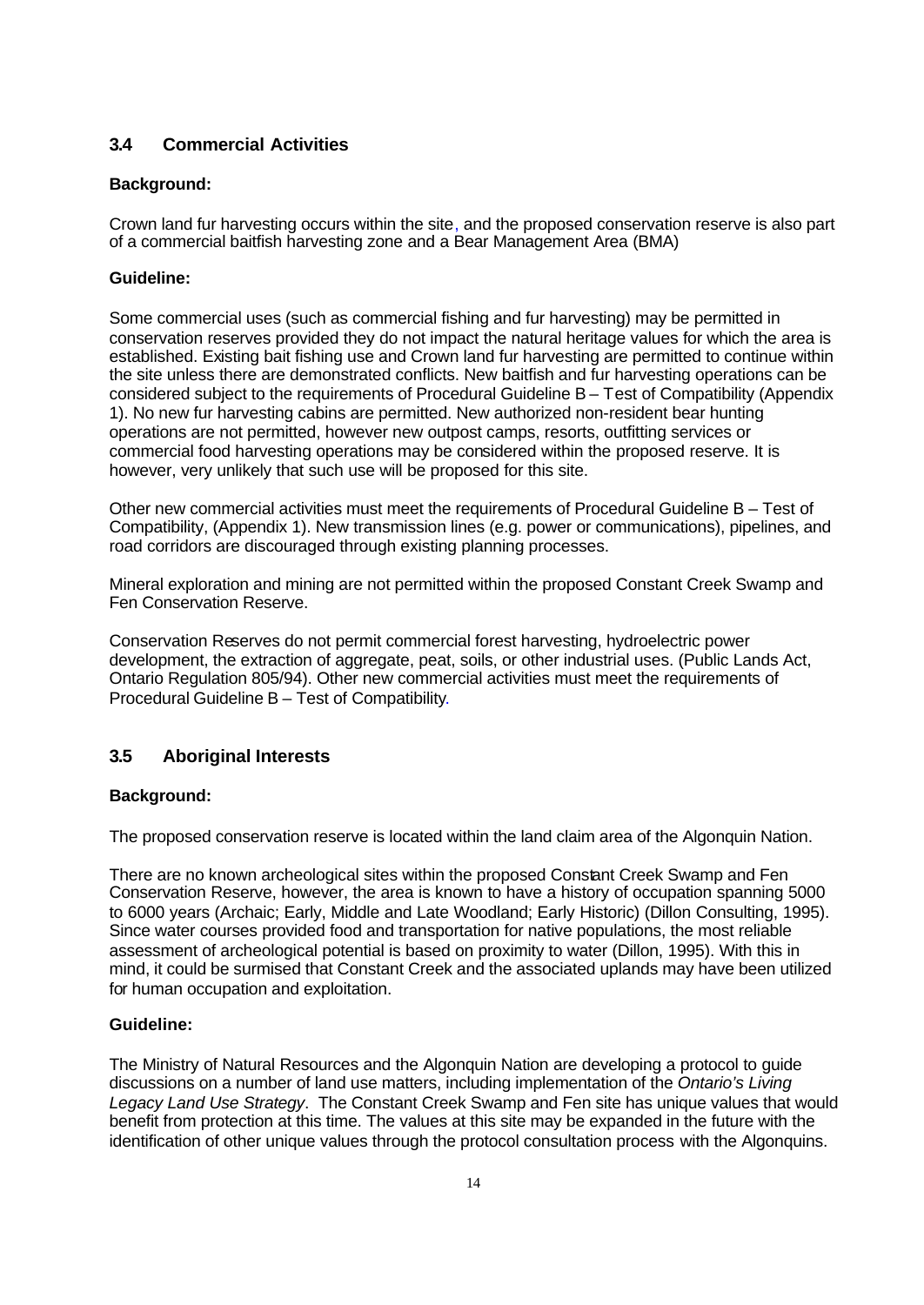## 3.4 Commercial Activities

**Background:**

Crown land fur harvesting occurs within the site, and the proposed conservation reserve is also part of a commercial baitfish harvesting zone and a Bear Management Area (BMA)

**Guideline:**

Some commercial uses (such as commercial fishing and fur harvesting) may be permitted in conservation reserves provided they do not impact the natural heritage values for which the area is established. Existing bait fishing use and Crown land fur harvesting are permitted to continue within the site unless there are demonstrated conflicts. New baitfish and fur harvesting operations can be considered subject to the requirements of Procedural Guideline B – Test of Compatibility (Appendix 1). No new fur harvesting cabins are permitted. New authorized non-resident bear hunting operations are not permitted, however new outpost camps, resorts, outfitting services or commercial food harvesting operations may be considered within the proposed reserve. It is however, very unlikely that such use will be proposed for this site.

Other new commercial activities must meet the requirements of Procedural Guideline B – Test of Compatibility, (Appendix 1). New transmission lines (e.g. power or communications), pipelines, and road corridors are discouraged through existing planning processes.

Mineral exploration and mining are not permitted within the proposed Constant Creek Swamp and Fen Conservation Reserve.

Conservation Reserves do not permit commercial forest harvesting, hydroelectric power development, the extraction of aggregate, peat, soils, or other industrial uses. (Public Lands Act, Ontario Regulation 805/94). Other new commercial activities must meet the requirements of Procedural Guideline B – Test of Compatibility.

## 3.5 Aboriginal Interests

**Background:**

The proposed conservation reserve is located within the land claim area of the Algonquin Nation.

There are no known archeological sites within the proposed Constant Creek Swamp and Fen Conservation Reserve, however, the area is known to have a history of occupation spanning 5000 to 6000 years (Archaic; Early, Middle and Late Woodland; Early Historic) (Dillon Consulting, 1995). Since water courses provided food and transportation for native populations, the most reliable assessment of archeological potential is based on proximity to water (Dillon, 1995). With this in mind, it could be surmised that Constant Creek and the associated uplands may have been utilized for human occupation and exploitation.

**Guideline:**

The Ministry of Natural Resources and the Algonquin Nation are developing a protocol to guide discussions on a number of land use matters, including implementation of the *Ontario's Living Legacy Land Use Strategy*. The Constant Creek Swamp and Fen site has unique values that would benefit from protection at this time. The values at this site may be expanded in the future with the identification of other unique values through the protocol consultation process with the Algonquins.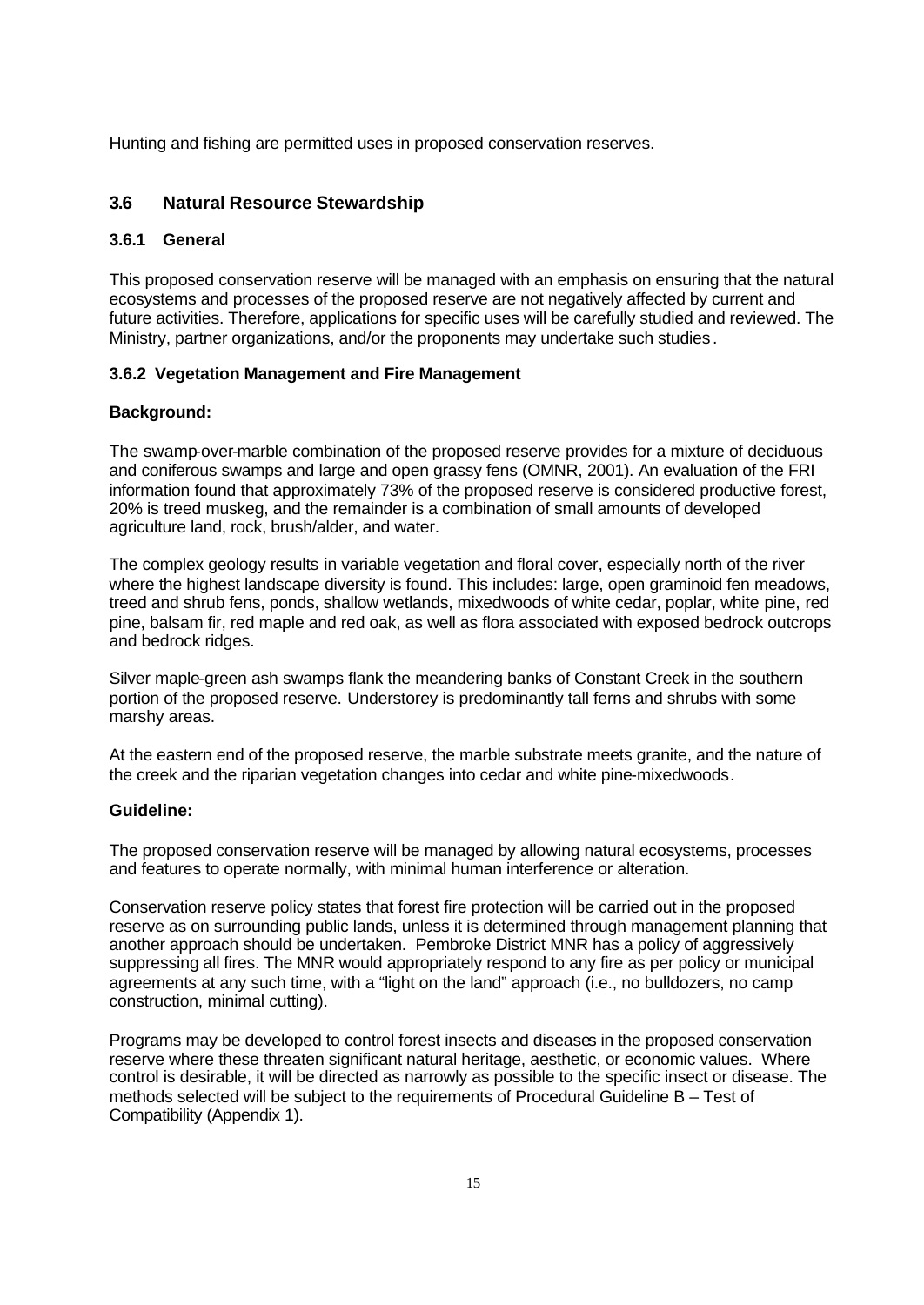Hunting and fishing are permitted uses in proposed conservation reserves.

## 3.6 Natural Resource Stewardship

### 3.6.1 General

This proposed conservation reserve will be managed with an emphasis on ensuring that the natural ecosystems and processes of the proposed reserve are not negatively affected by current and future activities. Therefore, applications for specific uses will be carefully studied and reviewed. The Ministry, partner organizations, and/or the proponents may undertake such studies.

### 3.6.2 Vegetation Management and Fire Management

**Background:**

The swamp-over-marble combination of the proposed reserve provides for a mixture of deciduous and coniferous swamps and large and open grassy fens (OMNR, 2001). An evaluation of the FRI information found that approximately 73% of the proposed reserve is considered productive forest, 20% is treed muskeg, and the remainder is a combination of small amounts of developed agriculture land, rock, brush/alder, and water.

The complex geology results in variable vegetation and floral cover, especially north of the river where the highest landscape diversity is found. This includes: large, open graminoid fen meadows, treed and shrub fens, ponds, shallow wetlands, mixedwoods of white cedar, poplar, white pine, red pine, balsam fir, red maple and red oak, as well as flora associated with exposed bedrock outcrops and bedrock ridges.

Silver maple-green ash swamps flank the meandering banks of Constant Creek in the southern portion of the proposed reserve. Understorey is predominantly tall ferns and shrubs with some marshy areas.

At the eastern end of the proposed reserve, the marble substrate meets granite, and the nature of the creek and the riparian vegetation changes into cedar and white pine-mixedwoods.

**Guideline:**

The proposed conservation reserve will be managed by allowing natural ecosystems, processes and features to operate normally, with minimal human interference or alteration.

Conservation reserve policy states that forest fire protection will be carried out in the proposed reserve as on surrounding public lands, unless it is determined through management planning that another approach should be undertaken. Pembroke District MNR has a policy of aggressively suppressing all fires. The MNR would appropriately respond to any fire as per policy or municipal agreements at any such time, with a "light on the land" approach (i.e., no bulldozers, no camp construction, minimal cutting).

Programs may be developed to control forest insects and diseases in the proposed conservation reserve where these threaten significant natural heritage, aesthetic, or economic values. Where control is desirable, it will be directed as narrowly as possible to the specific insect or disease. The methods selected will be subject to the requirements of Procedural Guideline B – Test of Compatibility (Appendix 1).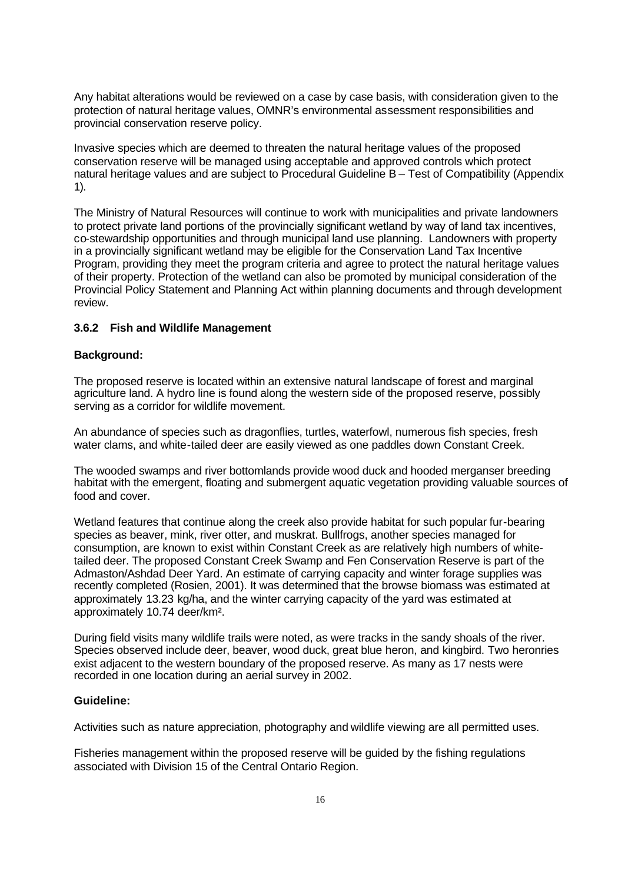Any habitat alterations would be reviewed on a case by case basis, with consideration given to the protection of natural heritage values, OMNR's environmental assessment responsibilities and provincial conservation reserve policy.

Invasive species which are deemed to threaten the natural heritage values of the proposed conservation reserve will be managed using acceptable and approved controls which protect natural heritage values and are subject to Procedural Guideline B – Test of Compatibility (Appendix 1).

The Ministry of Natural Resources will continue to work with municipalities and private landowners to protect private land portions of the provincially significant wetland by way of land tax incentives, co-stewardship opportunities and through municipal land use planning. Landowners with property in a provincially significant wetland may be eligible for the Conservation Land Tax Incentive Program, providing they meet the program criteria and agree to protect the natural heritage values of their property. Protection of the wetland can also be promoted by municipal consideration of the Provincial Policy Statement and Planning Act within planning documents and through development review.

### 3.6.2 Fish and Wildlife Management

**Background:**

The proposed reserve is located within an extensive natural landscape of forest and marginal agriculture land. A hydro line is found along the western side of the proposed reserve, possibly serving as a corridor for wildlife movement.

An abundance of species such as dragonflies, turtles, waterfowl, numerous fish species, fresh water clams, and white-tailed deer are easily viewed as one paddles down Constant Creek.

The wooded swamps and river bottomlands provide wood duck and hooded merganser breeding habitat with the emergent, floating and submergent aquatic vegetation providing valuable sources of food and cover.

Wetland features that continue along the creek also provide habitat for such popular fur-bearing species as beaver, mink, river otter, and muskrat. Bullfrogs, another species managed for consumption, are known to exist within Constant Creek as are relatively high numbers of white-tailed deer. The proposed Constant Creek Swamp and Fen Conservation Reserve is part of the Admaston/Ashdad Deer Yard. An estimate of carrying capacity and winter forage supplies was recently completed (Rosien, 2001). It was determined that the browse biomass was estimated at approximately 13.23 kg/ha, and the winter carrying capacity of the yard was estimated at approximately 10.74 deer/km².

During field visits many wildlife trails were noted, as were tracks in the sandy shoals of the river. Species observed include deer, beaver, wood duck, great blue heron, and kingbird. Two heronries exist adjacent to the western boundary of the proposed reserve. As many as 17 nests were recorded in one location during an aerial survey in 2002.

**Guideline:**

Activities such as nature appreciation, photography and wildlife viewing are all permitted uses.

Fisheries management within the proposed reserve will be guided by the fishing regulations associated with Division 15 of the Central Ontario Region.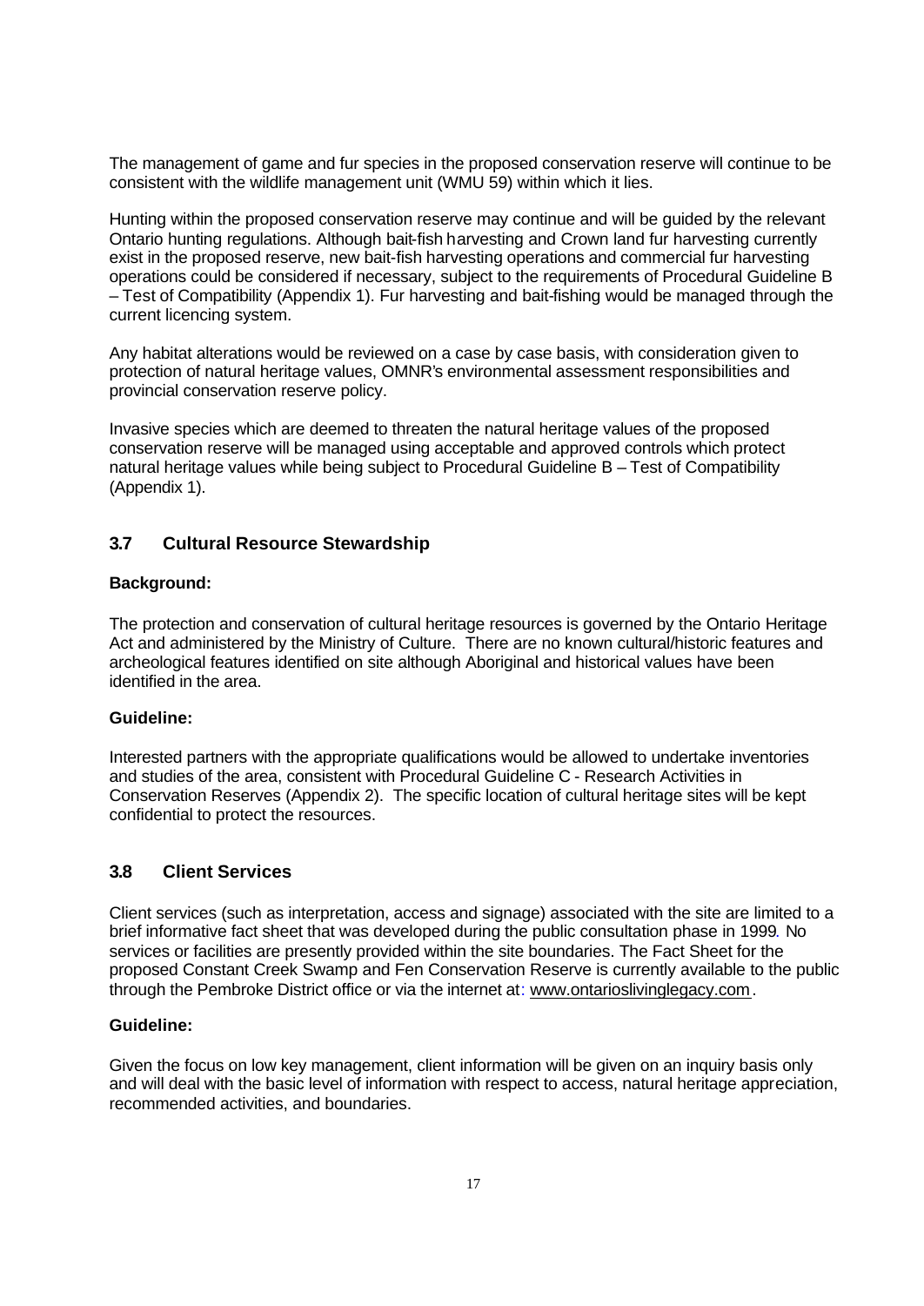The management of game and fur species in the proposed conservation reserve will continue to be consistent with the wildlife management unit (WMU 59) within which it lies.

Hunting within the proposed conservation reserve may continue and will be guided by the relevant Ontario hunting regulations. Although bait-fish harvesting and Crown land fur harvesting currently exist in the proposed reserve, new bait-fish harvesting operations and commercial fur harvesting operations could be considered if necessary, subject to the requirements of Procedural Guideline B – Test of Compatibility (Appendix 1). Fur harvesting and bait-fishing would be managed through the current licencing system.

Any habitat alterations would be reviewed on a case by case basis, with consideration given to protection of natural heritage values, OMNR's environmental assessment responsibilities and provincial conservation reserve policy.

Invasive species which are deemed to threaten the natural heritage values of the proposed conservation reserve will be managed using acceptable and approved controls which protect natural heritage values while being subject to Procedural Guideline B – Test of Compatibility (Appendix 1).

## 3.7 Cultural Resource Stewardship

**Background:**

The protection and conservation of cultural heritage resources is governed by the Ontario Heritage Act and administered by the Ministry of Culture. There are no known cultural/historic features and archeological features identified on site although Aboriginal and historical values have been identified in the area.

**Guideline:**

Interested partners with the appropriate qualifications would be allowed to undertake inventories and studies of the area, consistent with Procedural Guideline C - Research Activities in Conservation Reserves (Appendix 2). The specific location of cultural heritage sites will be kept confidential to protect the resources.

## 3.8 Client Services

Client services (such as interpretation, access and signage) associated with the site are limited to a brief informative fact sheet that was developed during the public consultation phase in 1999. No services or facilities are presently provided within the site boundaries. The Fact Sheet for the proposed Constant Creek Swamp and Fen Conservation Reserve is currently available to the public through the Pembroke District office or via the internet at: www.ontarioslivinglegacy.com.

**Guideline:**

Given the focus on low key management, client information will be given on an inquiry basis only and will deal with the basic level of information with respect to access, natural heritage appreciation, recommended activities, and boundaries.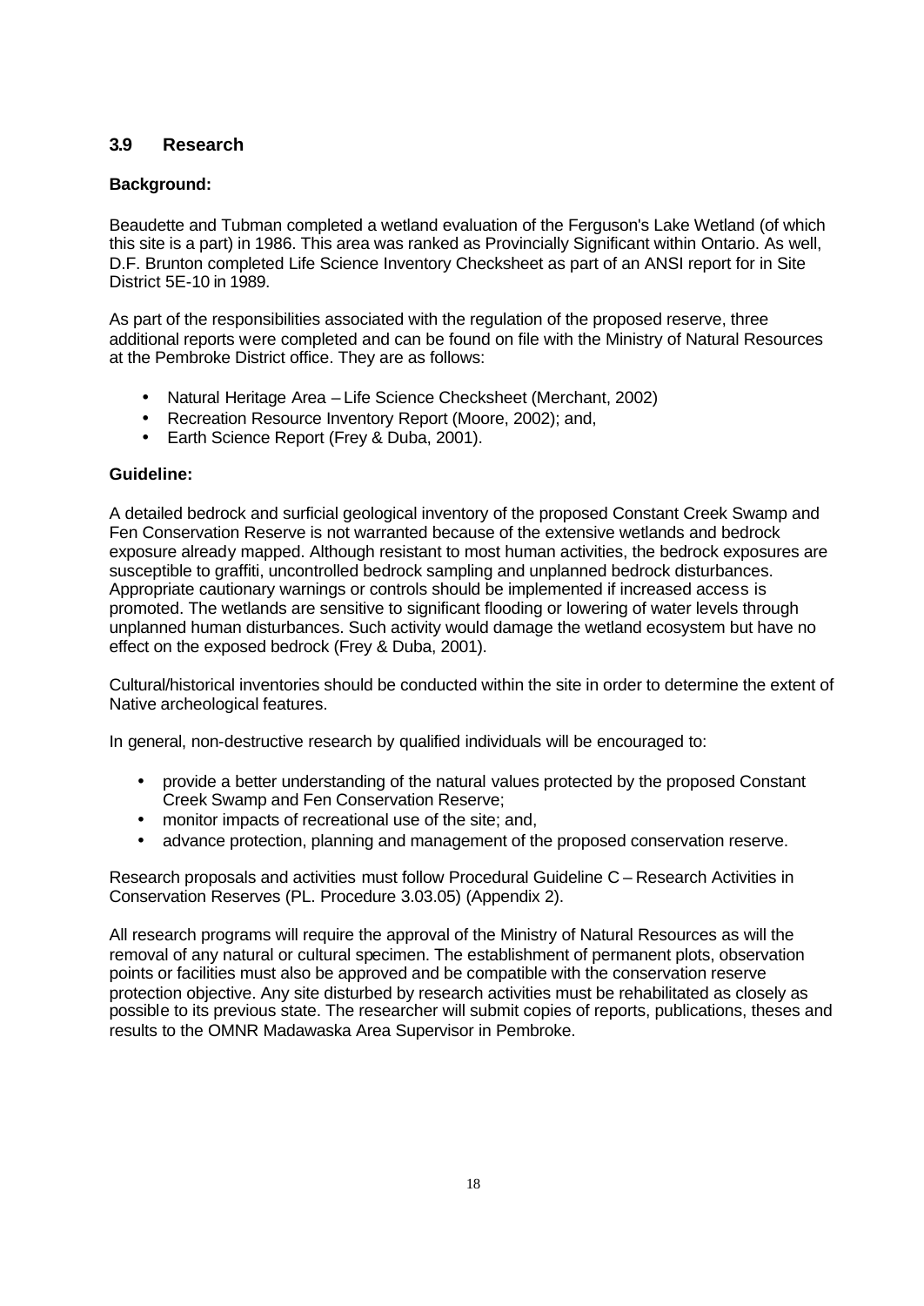## 3.9 Research

**Background:**

Beaudette and Tubman completed a wetland evaluation of the Ferguson's Lake Wetland (of which this site is a part) in 1986. This area was ranked as Provincially Significant within Ontario. As well, D.F. Brunton completed Life Science Inventory Checksheet as part of an ANSI report for in Site District 5E-10 in 1989.

As part of the responsibilities associated with the regulation of the proposed reserve, three additional reports were completed and can be found on file with the Ministry of Natural Resources at the Pembroke District office. They are as follows:

- Natural Heritage Area – Life Science Checksheet (Merchant, 2002)
- Recreation Resource Inventory Report (Moore, 2002); and,
- Earth Science Report (Frey & Duba, 2001).

**Guideline:**

A detailed bedrock and surficial geological inventory of the proposed Constant Creek Swamp and Fen Conservation Reserve is not warranted because of the extensive wetlands and bedrock exposure already mapped. Although resistant to most human activities, the bedrock exposures are susceptible to graffiti, uncontrolled bedrock sampling and unplanned bedrock disturbances. Appropriate cautionary warnings or controls should be implemented if increased access is promoted. The wetlands are sensitive to significant flooding or lowering of water levels through unplanned human disturbances. Such activity would damage the wetland ecosystem but have no effect on the exposed bedrock (Frey & Duba, 2001).

Cultural/historical inventories should be conducted within the site in order to determine the extent of Native archeological features.

In general, non-destructive research by qualified individuals will be encouraged to:

- provide a better understanding of the natural values protected by the proposed Constant Creek Swamp and Fen Conservation Reserve;
- monitor impacts of recreational use of the site; and,
- advance protection, planning and management of the proposed conservation reserve.

Research proposals and activities must follow Procedural Guideline C – Research Activities in Conservation Reserves (PL. Procedure 3.03.05) (Appendix 2).

All research programs will require the approval of the Ministry of Natural Resources as will the removal of any natural or cultural specimen. The establishment of permanent plots, observation points or facilities must also be approved and be compatible with the conservation reserve protection objective. Any site disturbed by research activities must be rehabilitated as closely as possible to its previous state. The researcher will submit copies of reports, publications, theses and results to the OMNR Madawaska Area Supervisor in Pembroke.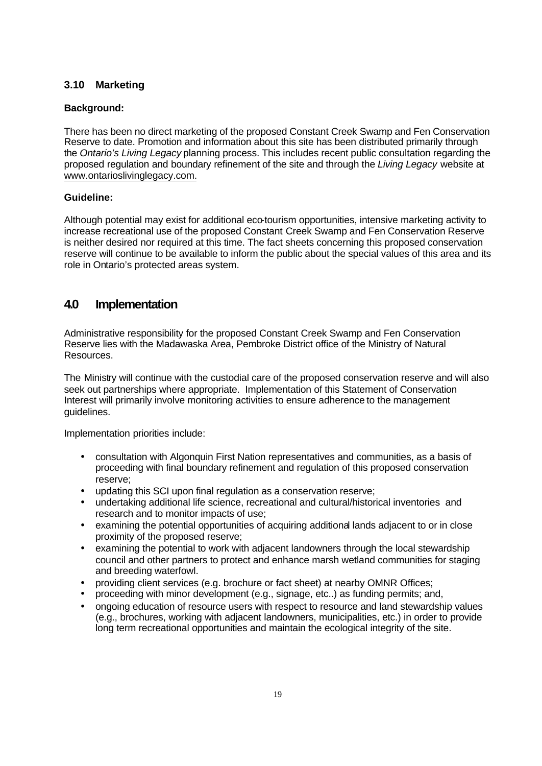### 3.10 Marketing

**Background:**

There has been no direct marketing of the proposed Constant Creek Swamp and Fen Conservation Reserve to date. Promotion and information about this site has been distributed primarily through the *Ontario's Living Legacy* planning process. This includes recent public consultation regarding the proposed regulation and boundary refinement of the site and through the *Living Legacy* website at www.ontarioslivinglegacy.com.

**Guideline:**

Although potential may exist for additional eco-tourism opportunities, intensive marketing activity to increase recreational use of the proposed Constant Creek Swamp and Fen Conservation Reserve is neither desired nor required at this time. The fact sheets concerning this proposed conservation reserve will continue to be available to inform the public about the special values of this area and its role in Ontario's protected areas system.

## 4.0 Implementation

Administrative responsibility for the proposed Constant Creek Swamp and Fen Conservation Reserve lies with the Madawaska Area, Pembroke District office of the Ministry of Natural Resources.

The Ministry will continue with the custodial care of the proposed conservation reserve and will also seek out partnerships where appropriate. Implementation of this Statement of Conservation Interest will primarily involve monitoring activities to ensure adherence to the management guidelines.

Implementation priorities include:

- consultation with Algonquin First Nation representatives and communities, as a basis of proceeding with final boundary refinement and regulation of this proposed conservation reserve;
- updating this SCI upon final regulation as a conservation reserve;
- undertaking additional life science, recreational and cultural/historical inventories and research and to monitor impacts of use;
- examining the potential opportunities of acquiring additional lands adjacent to or in close proximity of the proposed reserve;
- examining the potential to work with adjacent landowners through the local stewardship council and other partners to protect and enhance marsh wetland communities for staging and breeding waterfowl.
- providing client services (e.g. brochure or fact sheet) at nearby OMNR Offices;
- proceeding with minor development (e.g., signage, etc..) as funding permits; and,
- ongoing education of resource users with respect to resource and land stewardship values (e.g., brochures, working with adjacent landowners, municipalities, etc.) in order to provide long term recreational opportunities and maintain the ecological integrity of the site.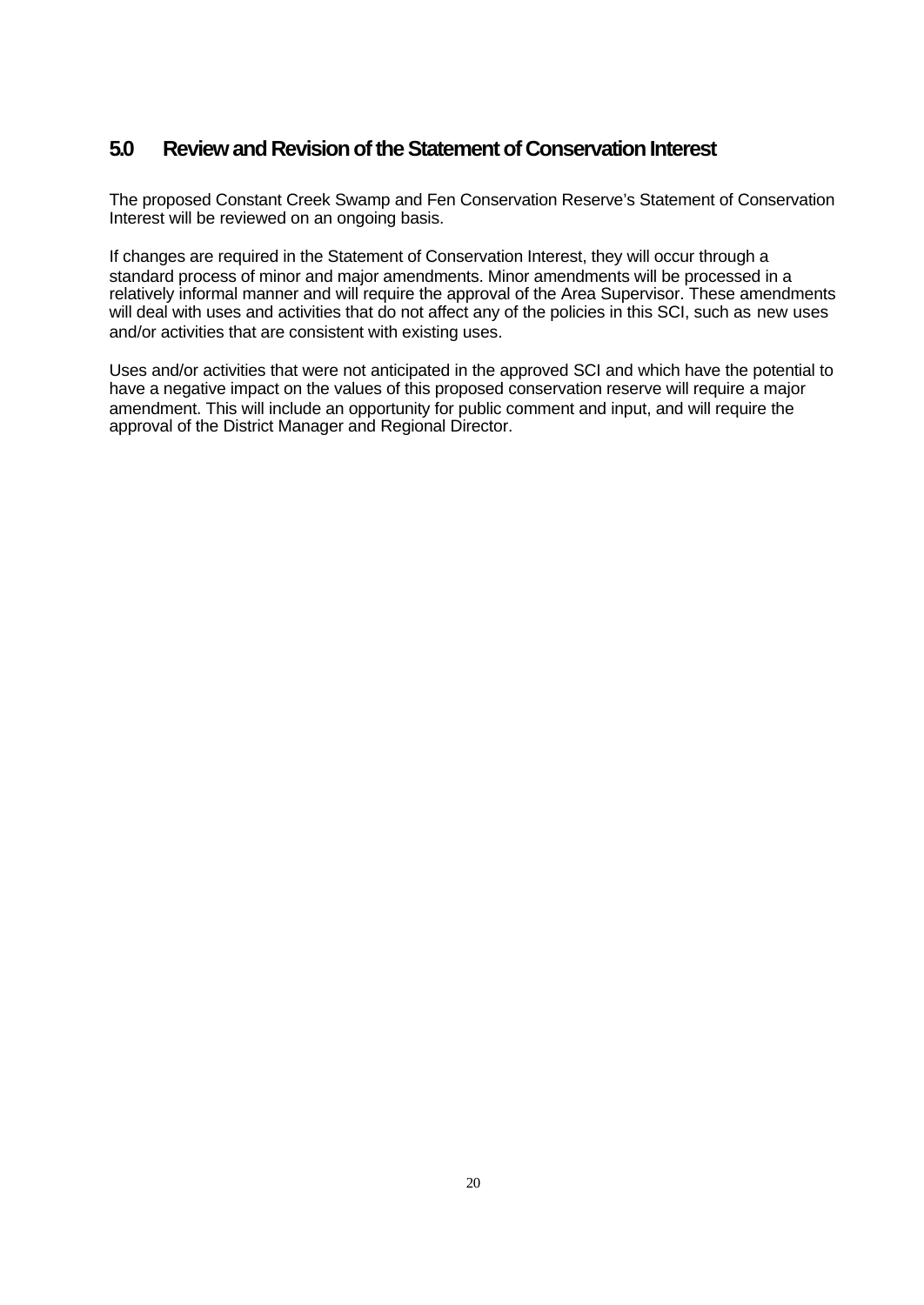## 5.0 Review and Revision of the Statement of Conservation Interest

The proposed Constant Creek Swamp and Fen Conservation Reserve's Statement of Conservation Interest will be reviewed on an ongoing basis.

If changes are required in the Statement of Conservation Interest, they will occur through a standard process of minor and major amendments. Minor amendments will be processed in a relatively informal manner and will require the approval of the Area Supervisor. These amendments will deal with uses and activities that do not affect any of the policies in this SCI, such as new uses and/or activities that are consistent with existing uses.

Uses and/or activities that were not anticipated in the approved SCI and which have the potential to have a negative impact on the values of this proposed conservation reserve will require a major amendment. This will include an opportunity for public comment and input, and will require the approval of the District Manager and Regional Director.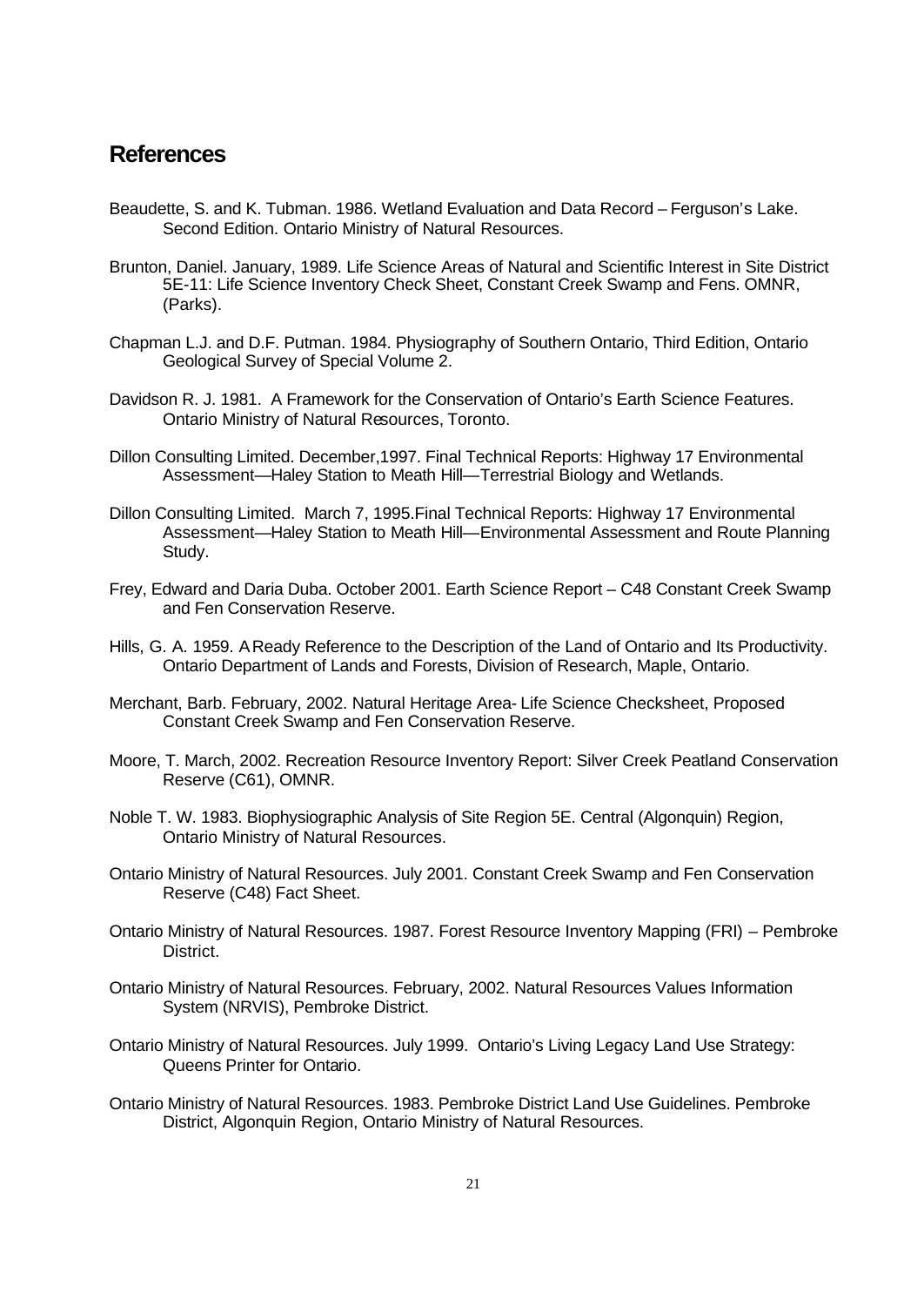## References

Beaudette, S. and K. Tubman. 1986. Wetland Evaluation and Data Record – Ferguson's Lake. Second Edition. Ontario Ministry of Natural Resources.

Brunton, Daniel. January, 1989. Life Science Areas of Natural and Scientific Interest in Site District 5E-11: Life Science Inventory Check Sheet, Constant Creek Swamp and Fens. OMNR, (Parks).

Chapman L.J. and D.F. Putman. 1984. Physiography of Southern Ontario, Third Edition, Ontario Geological Survey of Special Volume 2.

Davidson R. J. 1981. A Framework for the Conservation of Ontario's Earth Science Features. Ontario Ministry of Natural Resources, Toronto.

Dillon Consulting Limited. December,1997. Final Technical Reports: Highway 17 Environmental Assessment—Haley Station to Meath Hill—Terrestrial Biology and Wetlands.

Dillon Consulting Limited. March 7, 1995.Final Technical Reports: Highway 17 Environmental Assessment—Haley Station to Meath Hill—Environmental Assessment and Route Planning Study.

Frey, Edward and Daria Duba. October 2001. Earth Science Report – C48 Constant Creek Swamp and Fen Conservation Reserve.

Hills, G. A. 1959. A Ready Reference to the Description of the Land of Ontario and Its Productivity. Ontario Department of Lands and Forests, Division of Research, Maple, Ontario.

Merchant, Barb. February, 2002. Natural Heritage Area- Life Science Checksheet, Proposed Constant Creek Swamp and Fen Conservation Reserve.

Moore, T. March, 2002. Recreation Resource Inventory Report: Silver Creek Peatland Conservation Reserve (C61), OMNR.

Noble T. W. 1983. Biophysiographic Analysis of Site Region 5E. Central (Algonquin) Region, Ontario Ministry of Natural Resources.

Ontario Ministry of Natural Resources. July 2001. Constant Creek Swamp and Fen Conservation Reserve (C48) Fact Sheet.

Ontario Ministry of Natural Resources. 1987. Forest Resource Inventory Mapping (FRI) – Pembroke District.

Ontario Ministry of Natural Resources. February, 2002. Natural Resources Values Information System (NRVIS), Pembroke District.

Ontario Ministry of Natural Resources. July 1999. Ontario's Living Legacy Land Use Strategy: Queens Printer for Ontario.

Ontario Ministry of Natural Resources. 1983. Pembroke District Land Use Guidelines. Pembroke District, Algonquin Region, Ontario Ministry of Natural Resources.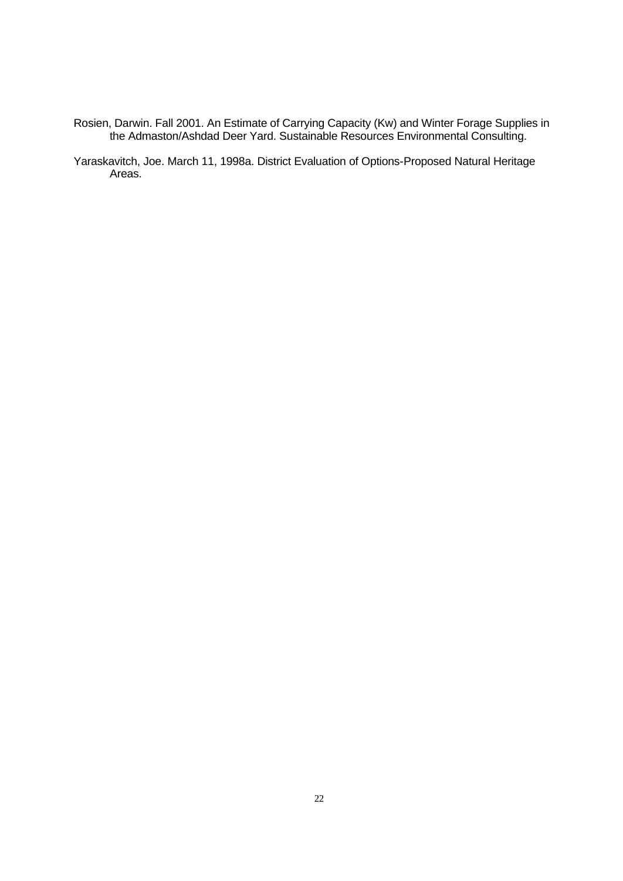Rosien, Darwin. Fall 2001. An Estimate of Carrying Capacity (Kw) and Winter Forage Supplies in the Admaston/Ashdad Deer Yard. Sustainable Resources Environmental Consulting.

Yaraskavitch, Joe. March 11, 1998a. District Evaluation of Options-Proposed Natural Heritage Areas.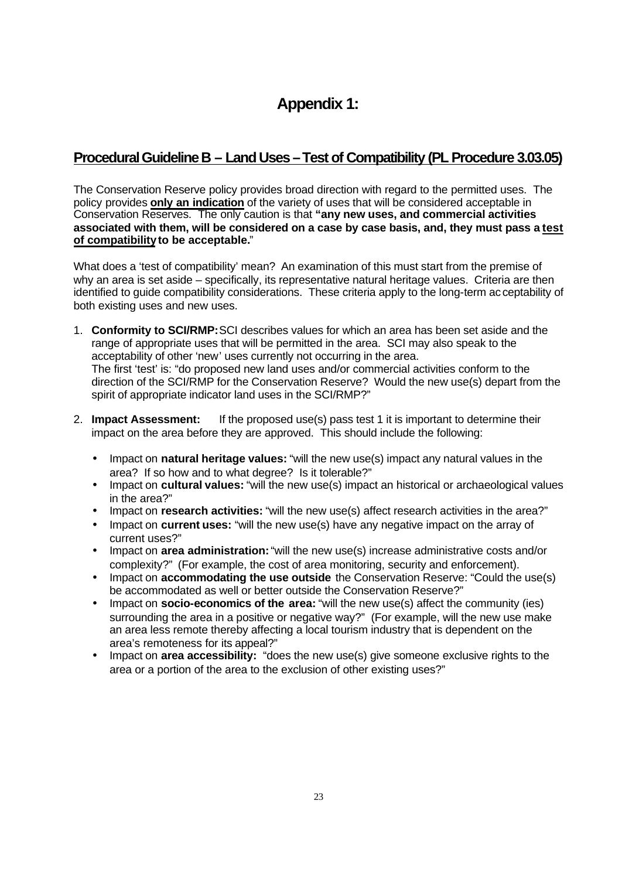# Appendix 1:

## Procedural Guideline B – Land Uses – Test of Compatibility (PL Procedure 3.03.05)

The Conservation Reserve policy provides broad direction with regard to the permitted uses. The policy provides **only an indication** of the variety of uses that will be considered acceptable in Conservation Reserves. The only caution is that **"any new uses, and commercial activities associated with them, will be considered on a case by case basis, and, they must pass a test of compatibility to be acceptable.**"

What does a 'test of compatibility' mean? An examination of this must start from the premise of why an area is set aside – specifically, its representative natural heritage values. Criteria are then identified to guide compatibility considerations. These criteria apply to the long-term acceptability of both existing uses and new uses.

1. **Conformity to SCI/RMP:** SCI describes values for which an area has been set aside and the range of appropriate uses that will be permitted in the area. SCI may also speak to the acceptability of other 'new' uses currently not occurring in the area.
   The first 'test' is: "do proposed new land uses and/or commercial activities conform to the direction of the SCI/RMP for the Conservation Reserve? Would the new use(s) depart from the spirit of appropriate indicator land uses in the SCI/RMP?"

2. **Impact Assessment:** If the proposed use(s) pass test 1 it is important to determine their impact on the area before they are approved. This should include the following:

   - Impact on **natural heritage values:** "will the new use(s) impact any natural values in the area? If so how and to what degree? Is it tolerable?"
   - Impact on **cultural values:** "will the new use(s) impact an historical or archaeological values in the area?"
   - Impact on **research activities:** "will the new use(s) affect research activities in the area?"
   - Impact on **current uses:** "will the new use(s) have any negative impact on the array of current uses?"
   - Impact on **area administration:** "will the new use(s) increase administrative costs and/or complexity?" (For example, the cost of area monitoring, security and enforcement).
   - Impact on **accommodating the use outside** the Conservation Reserve: "Could the use(s) be accommodated as well or better outside the Conservation Reserve?"
   - Impact on **socio-economics of the area:** "will the new use(s) affect the community (ies) surrounding the area in a positive or negative way?" (For example, will the new use make an area less remote thereby affecting a local tourism industry that is dependent on the area's remoteness for its appeal?"
   - Impact on **area accessibility:** "does the new use(s) give someone exclusive rights to the area or a portion of the area to the exclusion of other existing uses?"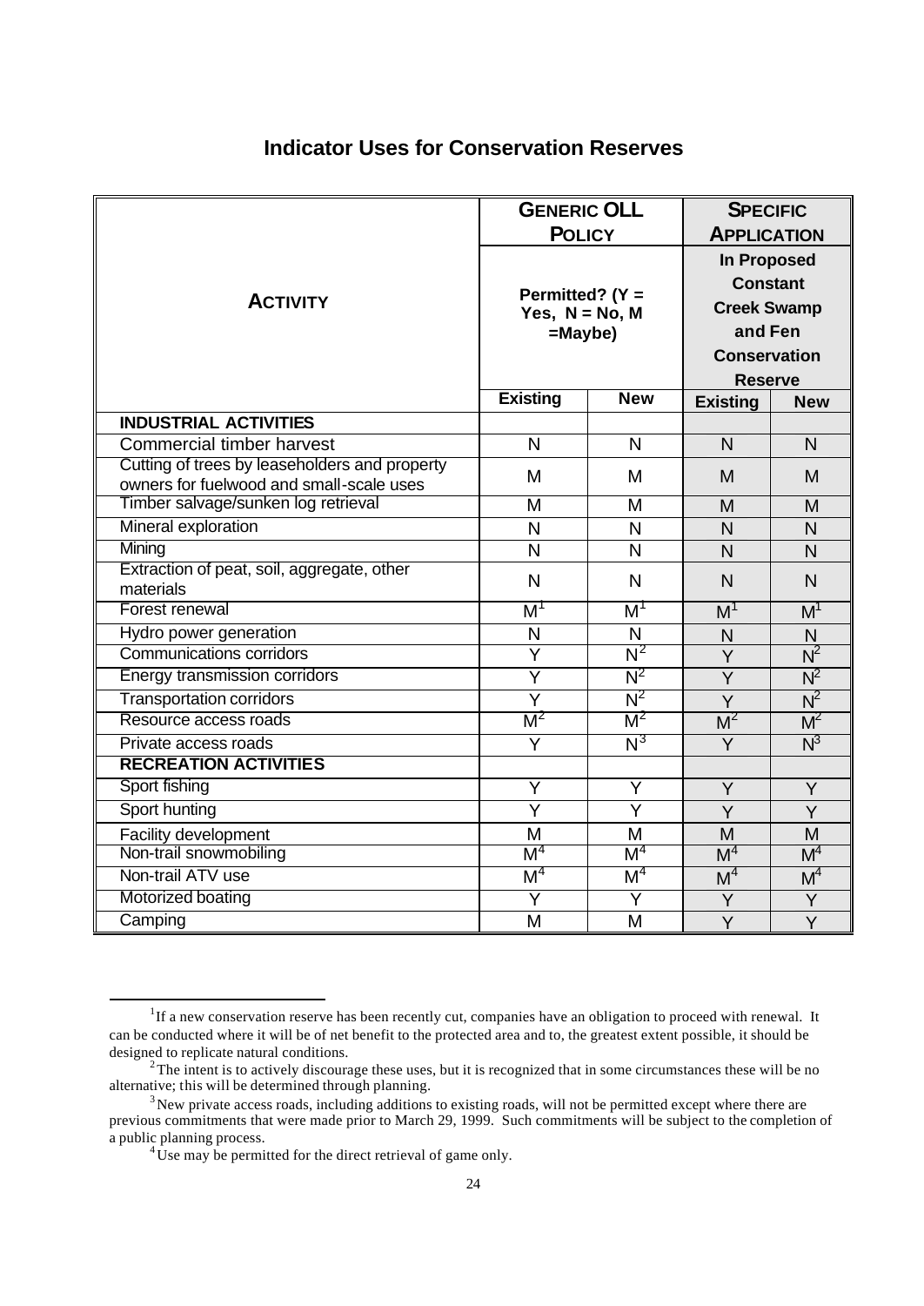# Indicator Uses for Conservation Reserves

| ACTIVITY | GENERIC OLL POLICY | | SPECIFIC APPLICATION | |
|---|---|---|---|---|
| | Permitted? (Y = Yes, N = No, M =Maybe) | | In Proposed Constant Creek Swamp and Fen Conservation Reserve | |
| | Existing | New | Existing | New |
| **INDUSTRIAL ACTIVITIES** | | | | |
| Commercial timber harvest | N | N | N | N |
| Cutting of trees by leaseholders and property owners for fuelwood and small-scale uses | M | M | M | M |
| Timber salvage/sunken log retrieval | M | M | M | M |
| Mineral exploration | N | N | N | N |
| Mining | N | N | N | N |
| Extraction of peat, soil, aggregate, other materials | N | N | N | N |
| Forest renewal | M[1] | M[1] | M[1] | M[1] |
| Hydro power generation | N | N | N | N |
| Communications corridors | Y | N[2] | Y | N[2] |
| Energy transmission corridors | Y | N[2] | Y | N[2] |
| Transportation corridors | Y | N[2] | Y | N[2] |
| Resource access roads | M[2] | M[2] | M[2] | M[2] |
| Private access roads | Y | N[3] | Y | N[3] |
| **RECREATION ACTIVITIES** | | | | |
| Sport fishing | Y | Y | Y | Y |
| Sport hunting | Y | Y | Y | Y |
| Facility development | M | M | M | M |
| Non-trail snowmobiling | M[4] | M[4] | M[4] | M[4] |
| Non-trail ATV use | M[4] | M[4] | M[4] | M[4] |
| Motorized boating | Y | Y | Y | Y |
| Camping | M | M | Y | Y |

[1] If a new conservation reserve has been recently cut, companies have an obligation to proceed with renewal. It can be conducted where it will be of net benefit to the protected area and to, the greatest extent possible, it should be designed to replicate natural conditions.

[2] The intent is to actively discourage these uses, but it is recognized that in some circumstances these will be no alternative; this will be determined through planning.

[3] New private access roads, including additions to existing roads, will not be permitted except where there are previous commitments that were made prior to March 29, 1999. Such commitments will be subject to the completion of a public planning process.

[4] Use may be permitted for the direct retrieval of game only.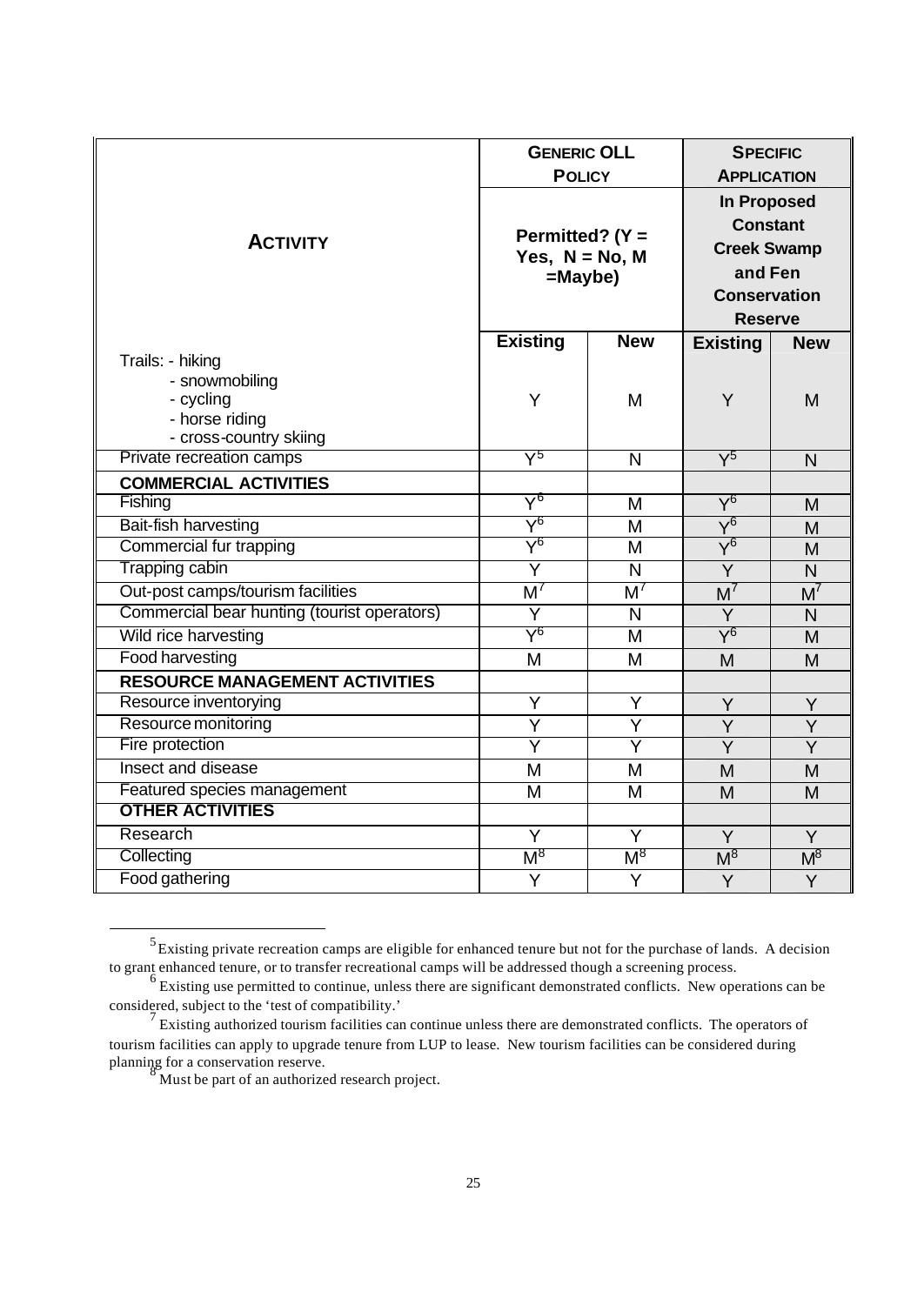| **ACTIVITY** | **GENERIC OLL POLICY** | | **SPECIFIC APPLICATION** | |
|---|---|---|---|---|
| | **Permitted? (Y = Yes, N = No, M =Maybe)** | | **In Proposed Constant Creek Swamp and Fen Conservation Reserve** | |
| | **Existing** | **New** | **Existing** | **New** |
| Trails: - hiking<br>- snowmobiling<br>- cycling<br>- horse riding<br>- cross-country skiing | Y | M | Y | M |
| Private recreation camps | Y[5] | N | Y[5] | N |
| **COMMERCIAL ACTIVITIES** | | | | |
| Fishing | Y[6] | M | Y[6] | M |
| Bait-fish harvesting | Y[6] | M | Y[6] | M |
| Commercial fur trapping | Y[6] | M | Y[6] | M |
| Trapping cabin | Y | N | Y | N |
| Out-post camps/tourism facilities | M[7] | M[7] | M[7] | M[7] |
| Commercial bear hunting (tourist operators) | Y | N | Y | N |
| Wild rice harvesting | Y[6] | M | Y[6] | M |
| Food harvesting | M | M | M | M |
| **RESOURCE MANAGEMENT ACTIVITIES** | | | | |
| Resource inventorying | Y | Y | Y | Y |
| Resource monitoring | Y | Y | Y | Y |
| Fire protection | Y | Y | Y | Y |
| Insect and disease | M | M | M | M |
| Featured species management | M | M | M | M |
| **OTHER ACTIVITIES** | | | | |
| Research | Y | Y | Y | Y |
| Collecting | M[8] | M[8] | M[8] | M[8] |
| Food gathering | Y | Y | Y | Y |

[5] Existing private recreation camps are eligible for enhanced tenure but not for the purchase of lands. A decision to grant enhanced tenure, or to transfer recreational camps will be addressed though a screening process.

[6] Existing use permitted to continue, unless there are significant demonstrated conflicts. New operations can be considered, subject to the 'test of compatibility.'

[7] Existing authorized tourism facilities can continue unless there are demonstrated conflicts. The operators of tourism facilities can apply to upgrade tenure from LUP to lease. New tourism facilities can be considered during planning for a conservation reserve.

[8] Must be part of an authorized research project.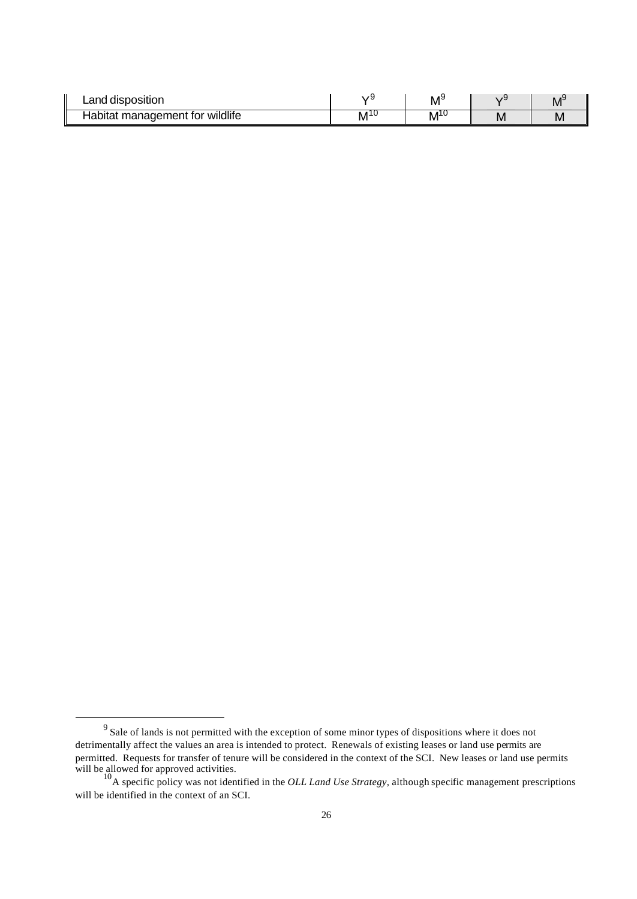| Land disposition | Y[9] | M[9] | Y[9] | M[9] |
| --- | --- | --- | --- | --- |
| Habitat management for wildlife | M[10] | M[10] | M | M |

[9] Sale of lands is not permitted with the exception of some minor types of dispositions where it does not detrimentally affect the values an area is intended to protect. Renewals of existing leases or land use permits are permitted. Requests for transfer of tenure will be considered in the context of the SCI. New leases or land use permits will be allowed for approved activities.

[10] A specific policy was not identified in the *OLL Land Use Strategy*, although specific management prescriptions will be identified in the context of an SCI.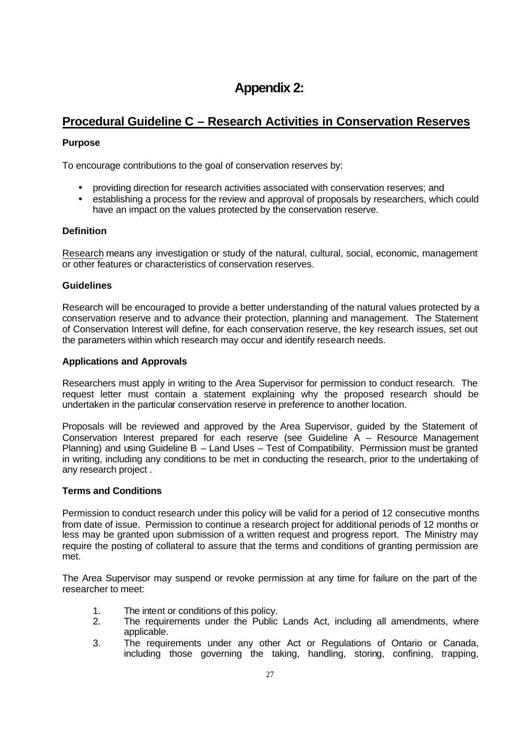# Appendix 2:

## Procedural Guideline C – Research Activities in Conservation Reserves

### Purpose

To encourage contributions to the goal of conservation reserves by:

- providing direction for research activities associated with conservation reserves; and
- establishing a process for the review and approval of proposals by researchers, which could have an impact on the values protected by the conservation reserve.

### Definition

Research means any investigation or study of the natural, cultural, social, economic, management or other features or characteristics of conservation reserves.

### Guidelines

Research will be encouraged to provide a better understanding of the natural values protected by a conservation reserve and to advance their protection, planning and management. The Statement of Conservation Interest will define, for each conservation reserve, the key research issues, set out the parameters within which research may occur and identify research needs.

### Applications and Approvals

Researchers must apply in writing to the Area Supervisor for permission to conduct research. The request letter must contain a statement explaining why the proposed research should be undertaken in the particular conservation reserve in preference to another location.

Proposals will be reviewed and approved by the Area Supervisor, guided by the Statement of Conservation Interest prepared for each reserve (see Guideline A – Resource Management Planning) and using Guideline B – Land Uses – Test of Compatibility. Permission must be granted in writing, including any conditions to be met in conducting the research, prior to the undertaking of any research project .

### Terms and Conditions

Permission to conduct research under this policy will be valid for a period of 12 consecutive months from date of issue. Permission to continue a research project for additional periods of 12 months or less may be granted upon submission of a written request and progress report. The Ministry may require the posting of collateral to assure that the terms and conditions of granting permission are met.

The Area Supervisor may suspend or revoke permission at any time for failure on the part of the researcher to meet:

1. The intent or conditions of this policy.
2. The requirements under the Public Lands Act, including all amendments, where applicable.
3. The requirements under any other Act or Regulations of Ontario or Canada, including those governing the taking, handling, storing, confining, trapping,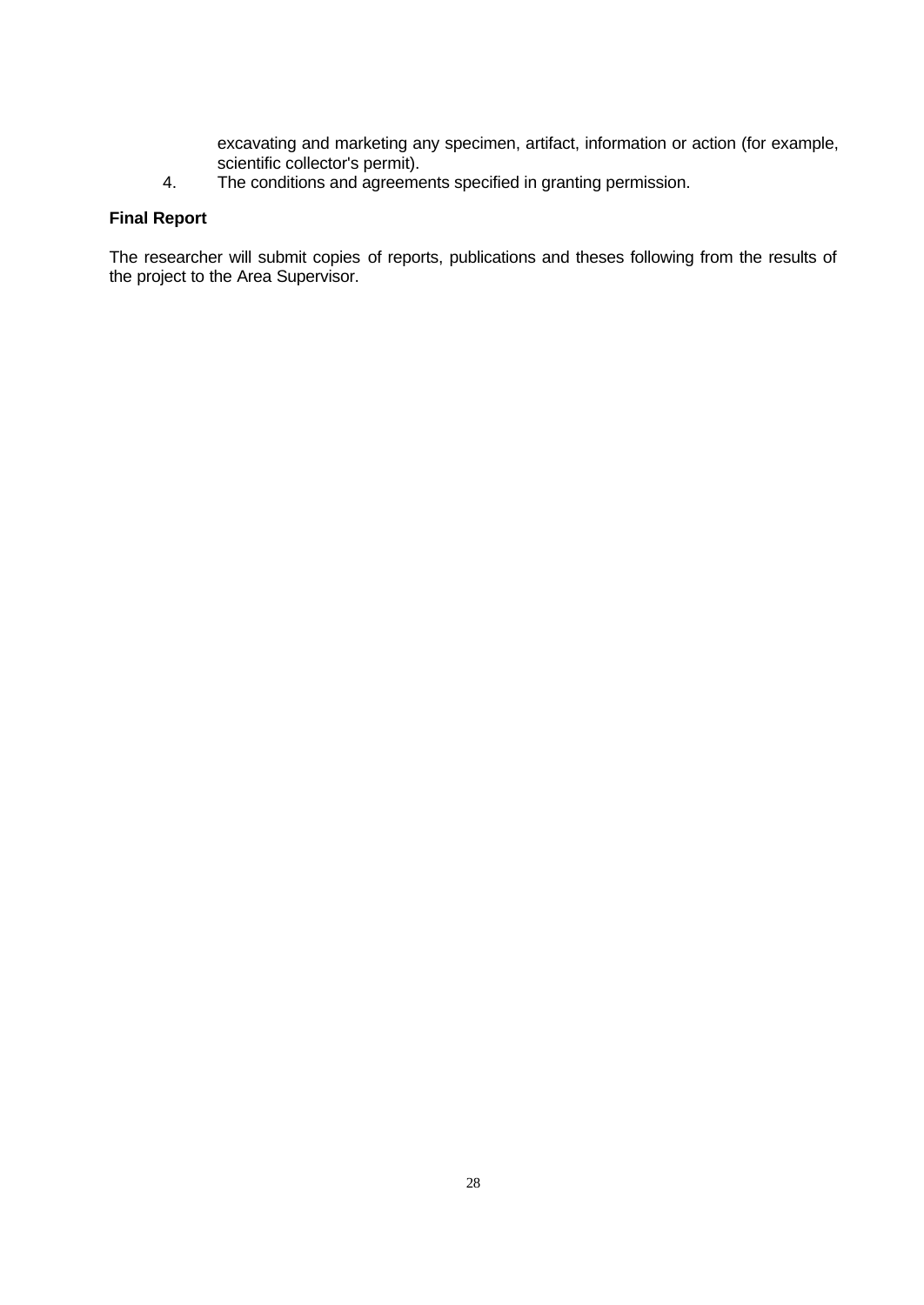excavating and marketing any specimen, artifact, information or action (for example, scientific collector's permit).

4. The conditions and agreements specified in granting permission.

**Final Report**

The researcher will submit copies of reports, publications and theses following from the results of the project to the Area Supervisor.